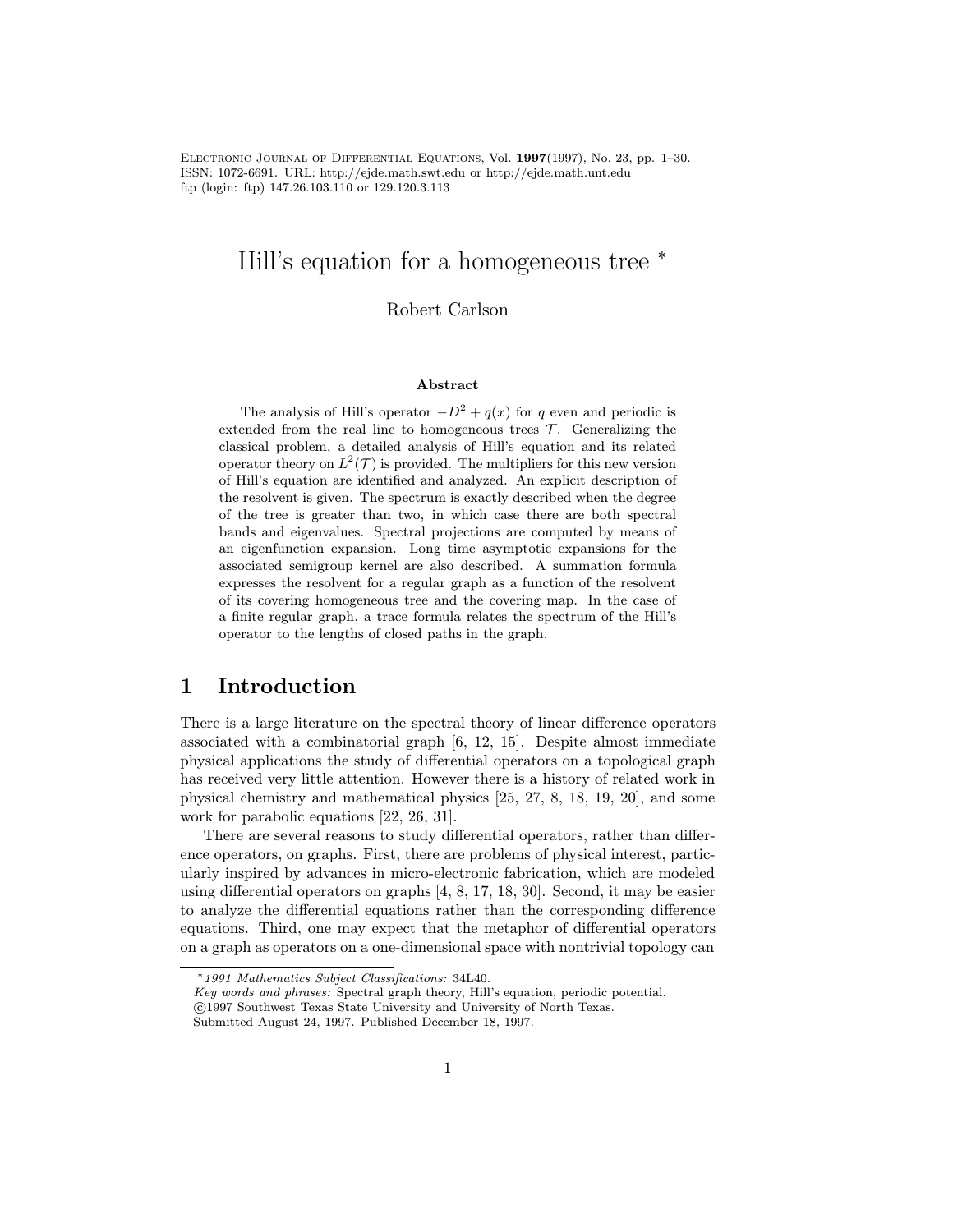# Hill's equation for a homogeneous tree *

Robert Carlson

### Abstract

The analysis of Hill's operator $-D^2 + q(x)$ for $q$ even and periodic is extended from the real line to homogeneous trees $\mathcal{T}$. Generalizing the classical problem, a detailed analysis of Hill's equation and its related operator theory on $L^2(\mathcal{T})$ is provided. The multipliers for this new version of Hill's equation are identified and analyzed. An explicit description of the resolvent is given. The spectrum is exactly described when the degree of the tree is greater than two, in which case there are both spectral bands and eigenvalues. Spectral projections are computed by means of an eigenfunction expansion. Long time asymptotic expansions for the associated semigroup kernel are also described. A summation formula expresses the resolvent for a regular graph as a function of the resolvent of its covering homogeneous tree and the covering map. In the case of a finite regular graph, a trace formula relates the spectrum of the Hill's operator to the lengths of closed paths in the graph.

## 1 Introduction

There is a large literature on the spectral theory of linear difference operators associated with a combinatorial graph [6, 12, 15]. Despite almost immediate physical applications the study of differential operators on a topological graph has received very little attention. However there is a history of related work in physical chemistry and mathematical physics [25, 27, 8, 18, 19, 20], and some work for parabolic equations [22, 26, 31].

There are several reasons to study differential operators, rather than difference operators, on graphs. First, there are problems of physical interest, particularly inspired by advances in micro-electronic fabrication, which are modeled using differential operators on graphs [4, 8, 17, 18, 30]. Second, it may be easier to analyze the differential equations rather than the corresponding difference equations. Third, one may expect that the metaphor of differential operators on a graph as operators on a one-dimensional space with nontrivial topology can

---

*1991 Mathematics Subject Classifications: 34L40.
*Key words and phrases:* Spectral graph theory, Hill's equation, periodic potential.
©1997 Southwest Texas State University and University of North Texas.
Submitted August 24, 1997. Published December 18, 1997.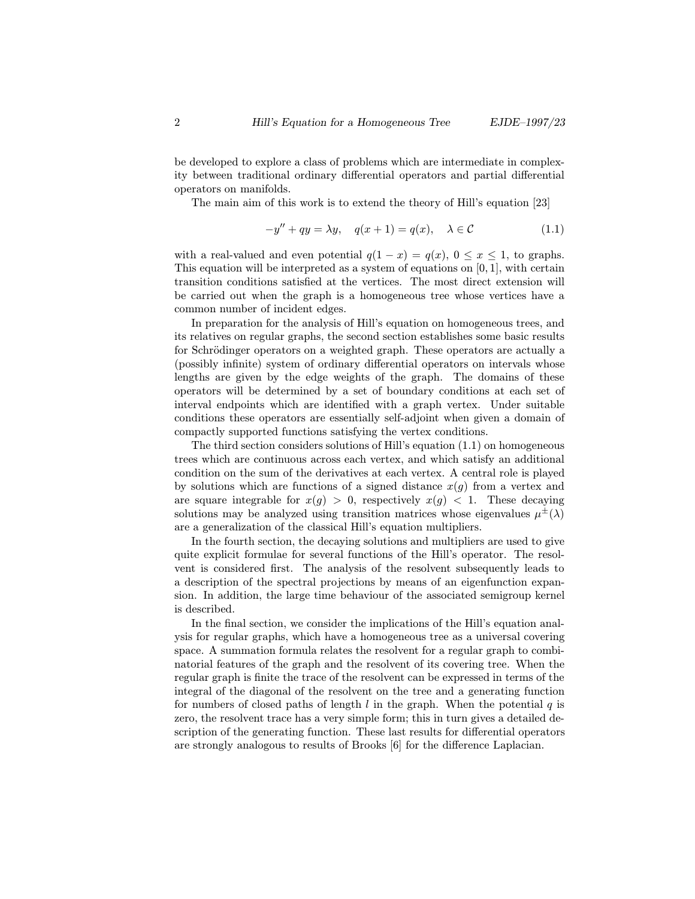be developed to explore a class of problems which are intermediate in complexity between traditional ordinary differential operators and partial differential operators on manifolds.

The main aim of this work is to extend the theory of Hill's equation [23]

$$-y'' + qy = \lambda y, \quad q(x+1) = q(x), \quad \lambda \in \mathcal{C} \tag{1.1}$$

with a real-valued and even potential $q(1-x) = q(x)$, $0 \le x \le 1$, to graphs. This equation will be interpreted as a system of equations on $[0,1]$, with certain transition conditions satisfied at the vertices. The most direct extension will be carried out when the graph is a homogeneous tree whose vertices have a common number of incident edges.

In preparation for the analysis of Hill's equation on homogeneous trees, and its relatives on regular graphs, the second section establishes some basic results for Schrödinger operators on a weighted graph. These operators are actually a (possibly infinite) system of ordinary differential operators on intervals whose lengths are given by the edge weights of the graph. The domains of these operators will be determined by a set of boundary conditions at each set of interval endpoints which are identified with a graph vertex. Under suitable conditions these operators are essentially self-adjoint when given a domain of compactly supported functions satisfying the vertex conditions.

The third section considers solutions of Hill's equation (1.1) on homogeneous trees which are continuous across each vertex, and which satisfy an additional condition on the sum of the derivatives at each vertex. A central role is played by solutions which are functions of a signed distance $x(g)$ from a vertex and are square integrable for $x(g) > 0$, respectively $x(g) < 1$. These decaying solutions may be analyzed using transition matrices whose eigenvalues $\mu^{\pm}(\lambda)$ are a generalization of the classical Hill's equation multipliers.

In the fourth section, the decaying solutions and multipliers are used to give quite explicit formulae for several functions of the Hill's operator. The resolvent is considered first. The analysis of the resolvent subsequently leads to a description of the spectral projections by means of an eigenfunction expansion. In addition, the large time behaviour of the associated semigroup kernel is described.

In the final section, we consider the implications of the Hill's equation analysis for regular graphs, which have a homogeneous tree as a universal covering space. A summation formula relates the resolvent for a regular graph to combinatorial features of the graph and the resolvent of its covering tree. When the regular graph is finite the trace of the resolvent can be expressed in terms of the integral of the diagonal of the resolvent on the tree and a generating function for numbers of closed paths of length $l$ in the graph. When the potential $q$ is zero, the resolvent trace has a very simple form; this in turn gives a detailed description of the generating function. These last results for differential operators are strongly analogous to results of Brooks [6] for the difference Laplacian.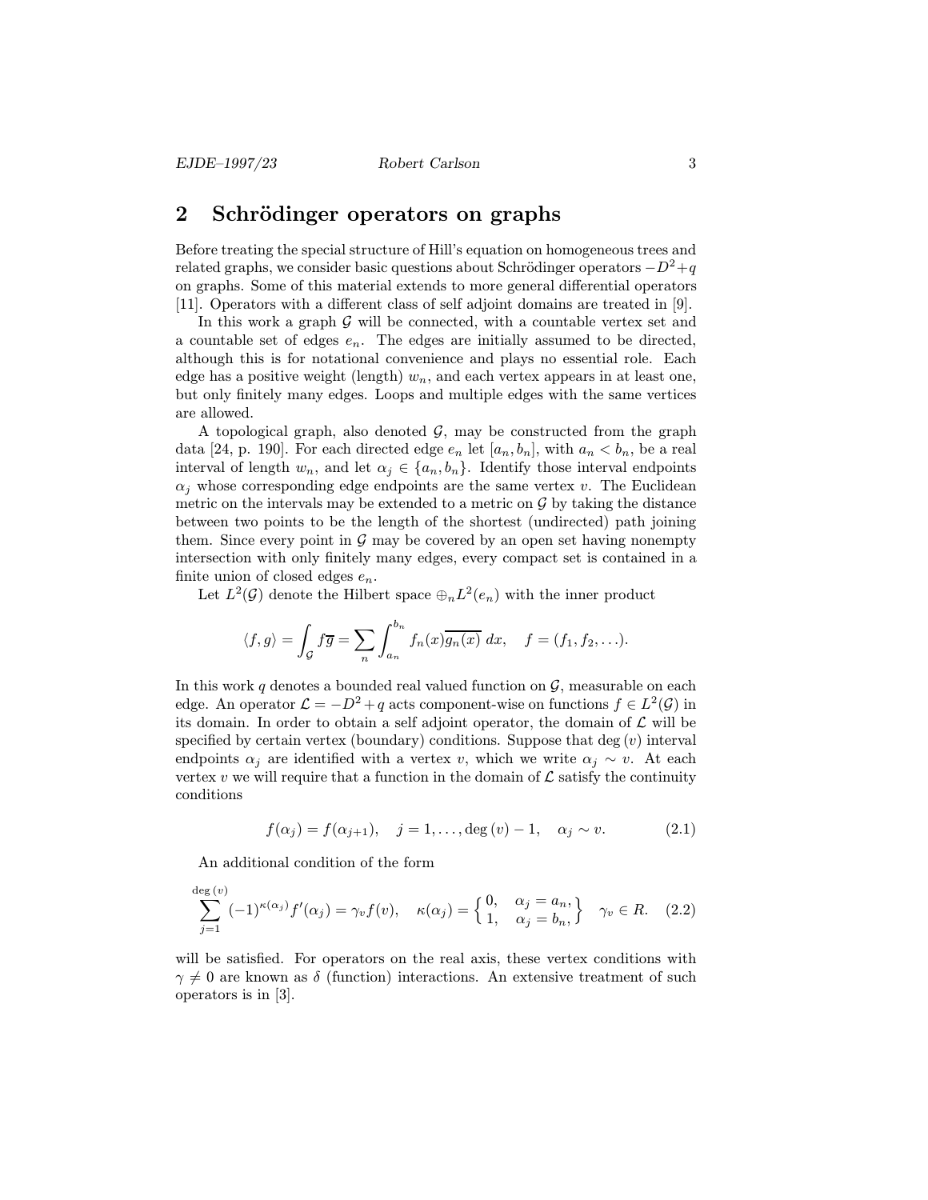## 2 Schrödinger operators on graphs

Before treating the special structure of Hill's equation on homogeneous trees and related graphs, we consider basic questions about Schrödinger operators $-D^2+q$ on graphs. Some of this material extends to more general differential operators [11]. Operators with a different class of self adjoint domains are treated in [9].

In this work a graph $\mathcal{G}$ will be connected, with a countable vertex set and a countable set of edges $e_n$. The edges are initially assumed to be directed, although this is for notational convenience and plays no essential role. Each edge has a positive weight (length) $w_n$, and each vertex appears in at least one, but only finitely many edges. Loops and multiple edges with the same vertices are allowed.

A topological graph, also denoted $\mathcal{G}$, may be constructed from the graph data [24, p. 190]. For each directed edge $e_n$ let $[a_n, b_n]$, with $a_n < b_n$, be a real interval of length $w_n$, and let $\alpha_j \in \{a_n, b_n\}$. Identify those interval endpoints $\alpha_j$ whose corresponding edge endpoints are the same vertex $v$. The Euclidean metric on the intervals may be extended to a metric on $\mathcal{G}$ by taking the distance between two points to be the length of the shortest (undirected) path joining them. Since every point in $\mathcal{G}$ may be covered by an open set having nonempty intersection with only finitely many edges, every compact set is contained in a finite union of closed edges $e_n$.

Let $L^2(\mathcal{G})$ denote the Hilbert space $\oplus_n L^2(e_n)$ with the inner product

$$\langle f, g\rangle = \int_{\mathcal{G}} f\overline{g} = \sum_n \int_{a_n}^{b_n} f_n(x)\overline{g_n(x)}\ dx, \quad f = (f_1, f_2, \ldots).$$

In this work $q$ denotes a bounded real valued function on $\mathcal{G}$, measurable on each edge. An operator $\mathcal{L} = -D^2 + q$ acts component-wise on functions $f \in L^2(\mathcal{G})$ in its domain. In order to obtain a self adjoint operator, the domain of $\mathcal{L}$ will be specified by certain vertex (boundary) conditions. Suppose that $\deg(v)$ interval endpoints $\alpha_j$ are identified with a vertex $v$, which we write $\alpha_j \sim v$. At each vertex $v$ we will require that a function in the domain of $\mathcal{L}$ satisfy the continuity conditions

$$f(\alpha_j) = f(\alpha_{j+1}), \quad j = 1, \ldots, \deg(v) - 1, \quad \alpha_j \sim v. \tag{2.1}$$

An additional condition of the form

$$\sum_{j=1}^{\deg(v)} (-1)^{\kappa(\alpha_j)} f'(\alpha_j) = \gamma_v f(v), \quad \kappa(\alpha_j) = \left\{ \begin{array}{ll} 0, & \alpha_j = a_n, \\ 1, & \alpha_j = b_n, \end{array} \right\} \quad \gamma_v \in R. \tag{2.2}$$

will be satisfied. For operators on the real axis, these vertex conditions with $\gamma \neq 0$ are known as $\delta$ (function) interactions. An extensive treatment of such operators is in [3].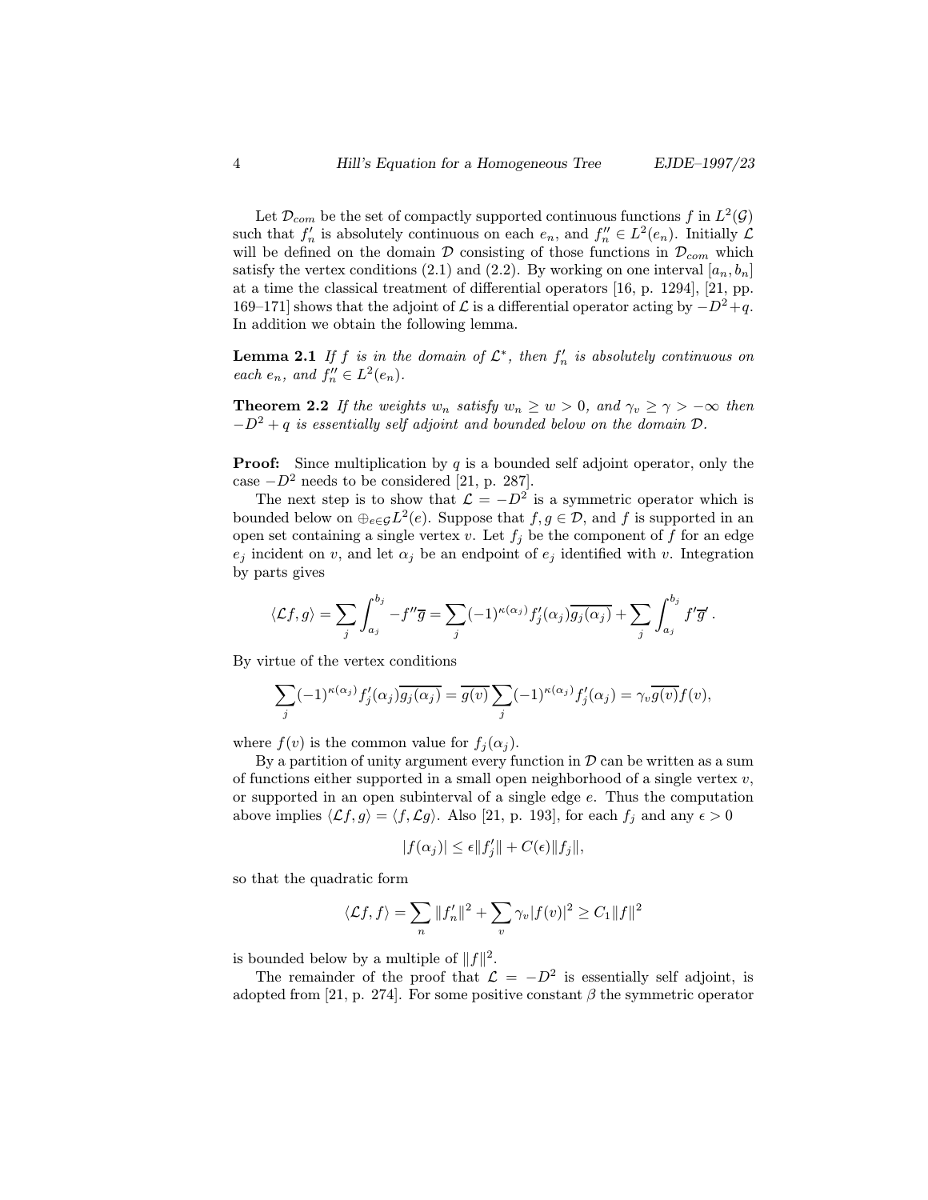Let $\mathcal{D}_{com}$ be the set of compactly supported continuous functions $f$ in $L^2(\mathcal{G})$ such that $f_n'$ is absolutely continuous on each $e_n$, and $f_n'' \in L^2(e_n)$. Initially $\mathcal{L}$ will be defined on the domain $\mathcal{D}$ consisting of those functions in $\mathcal{D}_{com}$ which satisfy the vertex conditions (2.1) and (2.2). By working on one interval $[a_n, b_n]$ at a time the classical treatment of differential operators [16, p. 1294], [21, pp. 169–171] shows that the adjoint of $\mathcal{L}$ is a differential operator acting by $-D^2+q$. In addition we obtain the following lemma.

**Lemma 2.1** *If $f$ is in the domain of $\mathcal{L}^*$, then $f_n'$ is absolutely continuous on each $e_n$, and $f_n'' \in L^2(e_n)$.*

**Theorem 2.2** *If the weights $w_n$ satisfy $w_n \geq w > 0$, and $\gamma_v \geq \gamma > -\infty$ then $-D^2 + q$ is essentially self adjoint and bounded below on the domain $\mathcal{D}$.*

**Proof:** Since multiplication by $q$ is a bounded self adjoint operator, only the case $-D^2$ needs to be considered [21, p. 287].

The next step is to show that $\mathcal{L} = -D^2$ is a symmetric operator which is bounded below on $\oplus_{e \in \mathcal{G}} L^2(e)$. Suppose that $f, g \in \mathcal{D}$, and $f$ is supported in an open set containing a single vertex $v$. Let $f_j$ be the component of $f$ for an edge $e_j$ incident on $v$, and let $\alpha_j$ be an endpoint of $e_j$ identified with $v$. Integration by parts gives

$$\langle \mathcal{L}f, g \rangle = \sum_j \int_{a_j}^{b_j} -f'' \overline{g} = \sum_j (-1)^{\kappa(\alpha_j)} f_j'(\alpha_j) \overline{g_j(\alpha_j)} + \sum_j \int_{a_j}^{b_j} f' \overline{g}' .$$

By virtue of the vertex conditions

$$\sum_j (-1)^{\kappa(\alpha_j)} f_j'(\alpha_j) \overline{g_j(\alpha_j)} = \overline{g(v)} \sum_j (-1)^{\kappa(\alpha_j)} f_j'(\alpha_j) = \gamma_v \overline{g(v)} f(v),$$

where $f(v)$ is the common value for $f_j(\alpha_j)$.

By a partition of unity argument every function in $\mathcal{D}$ can be written as a sum of functions either supported in a small open neighborhood of a single vertex $v$, or supported in an open subinterval of a single edge $e$. Thus the computation above implies $\langle \mathcal{L}f, g \rangle = \langle f, \mathcal{L}g \rangle$. Also [21, p. 193], for each $f_j$ and any $\epsilon > 0$

$$|f(\alpha_j)| \leq \epsilon \|f_j'\| + C(\epsilon) \|f_j\|,$$

so that the quadratic form

$$\langle \mathcal{L}f, f \rangle = \sum_n \|f_n'\|^2 + \sum_v \gamma_v |f(v)|^2 \geq C_1 \|f\|^2$$

is bounded below by a multiple of $\|f\|^2$.

The remainder of the proof that $\mathcal{L} = -D^2$ is essentially self adjoint, is adopted from [21, p. 274]. For some positive constant $\beta$ the symmetric operator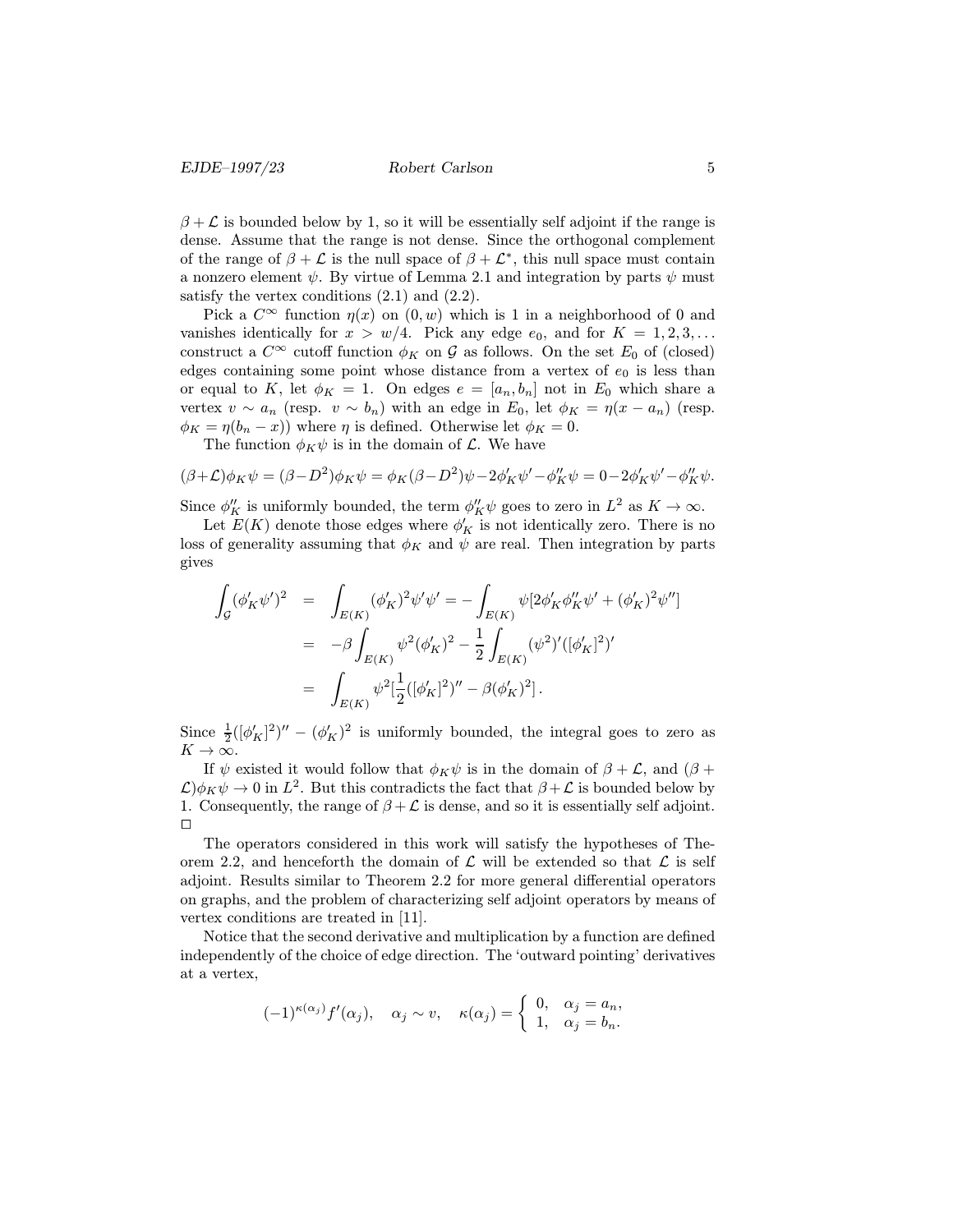$\beta + \mathcal{L}$ is bounded below by 1, so it will be essentially self adjoint if the range is dense. Assume that the range is not dense. Since the orthogonal complement of the range of $\beta + \mathcal{L}$ is the null space of $\beta + \mathcal{L}^*$, this null space must contain a nonzero element $\psi$. By virtue of Lemma 2.1 and integration by parts $\psi$ must satisfy the vertex conditions (2.1) and (2.2).

Pick a $C^\infty$ function $\eta(x)$ on $(0, w)$ which is 1 in a neighborhood of 0 and vanishes identically for $x > w/4$. Pick any edge $e_0$, and for $K = 1, 2, 3, \dots$ construct a $C^\infty$ cutoff function $\phi_K$ on $\mathcal{G}$ as follows. On the set $E_0$ of (closed) edges containing some point whose distance from a vertex of $e_0$ is less than or equal to $K$, let $\phi_K = 1$. On edges $e = [a_n, b_n]$ not in $E_0$ which share a vertex $v \sim a_n$ (resp. $v \sim b_n$) with an edge in $E_0$, let $\phi_K = \eta(x - a_n)$ (resp. $\phi_K = \eta(b_n - x)$) where $\eta$ is defined. Otherwise let $\phi_K = 0$.

The function $\phi_K \psi$ is in the domain of $\mathcal{L}$. We have

$$(\beta+\mathcal{L})\phi_K\psi = (\beta - D^2)\phi_K\psi = \phi_K(\beta - D^2)\psi - 2\phi_K'\psi' - \phi_K''\psi = 0 - 2\phi_K'\psi' - \phi_K''\psi.$$

Since $\phi_K''$ is uniformly bounded, the term $\phi_K''\psi$ goes to zero in $L^2$ as $K \to \infty$.

Let $E(K)$ denote those edges where $\phi_K'$ is not identically zero. There is no loss of generality assuming that $\phi_K$ and $\psi$ are real. Then integration by parts gives

$$\begin{aligned}
\int_{\mathcal{G}} (\phi_K'\psi')^2 &= \int_{E(K)} (\phi_K')^2\psi'\psi' = -\int_{E(K)} \psi[2\phi_K'\phi_K''\psi' + (\phi_K')^2\psi''] \\
&= -\beta\int_{E(K)} \psi^2(\phi_K')^2 - \frac{1}{2}\int_{E(K)} (\psi^2)'([\phi_K']^2)' \\
&= \int_{E(K)} \psi^2[\frac{1}{2}([\phi_K']^2)'' - \beta(\phi_K')^2]\,.
\end{aligned}$$

Since $\frac{1}{2}([\phi_K']^2)'' - (\phi_K')^2$ is uniformly bounded, the integral goes to zero as $K \to \infty$.

If $\psi$ existed it would follow that $\phi_K\psi$ is in the domain of $\beta + \mathcal{L}$, and $(\beta + \mathcal{L})\phi_K\psi \to 0$ in $L^2$. But this contradicts the fact that $\beta + \mathcal{L}$ is bounded below by 1. Consequently, the range of $\beta + \mathcal{L}$ is dense, and so it is essentially self adjoint. □

The operators considered in this work will satisfy the hypotheses of Theorem 2.2, and henceforth the domain of $\mathcal{L}$ will be extended so that $\mathcal{L}$ is self adjoint. Results similar to Theorem 2.2 for more general differential operators on graphs, and the problem of characterizing self adjoint operators by means of vertex conditions are treated in [11].

Notice that the second derivative and multiplication by a function are defined independently of the choice of edge direction. The 'outward pointing' derivatives at a vertex,

$$(-1)^{\kappa(\alpha_j)} f'(\alpha_j), \quad \alpha_j \sim v, \quad \kappa(\alpha_j) = \begin{cases} 0, & \alpha_j = a_n, \\ 1, & \alpha_j = b_n. \end{cases}$$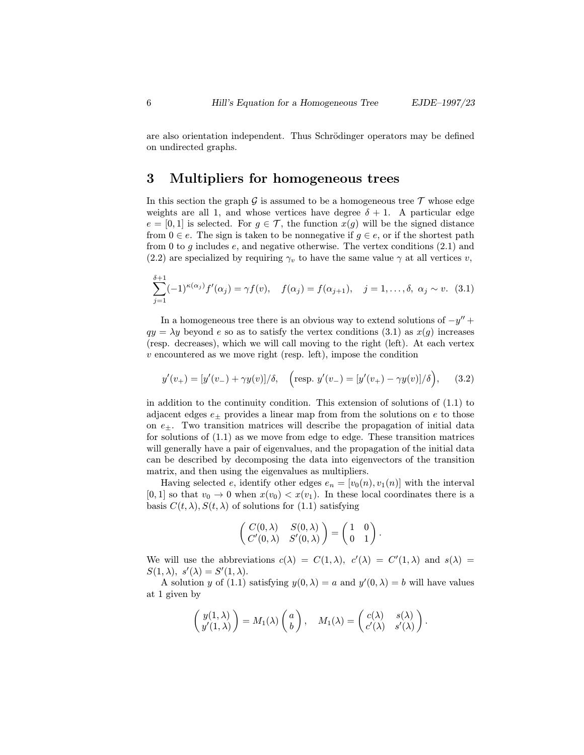are also orientation independent. Thus Schrödinger operators may be defined on undirected graphs.

# 3 Multipliers for homogeneous trees

In this section the graph $\mathcal{G}$ is assumed to be a homogeneous tree $\mathcal{T}$ whose edge weights are all 1, and whose vertices have degree $\delta + 1$. A particular edge $e = [0, 1]$ is selected. For $g \in \mathcal{T}$, the function $x(g)$ will be the signed distance from $0 \in e$. The sign is taken to be nonnegative if $g \in e$, or if the shortest path from 0 to $g$ includes $e$, and negative otherwise. The vertex conditions (2.1) and (2.2) are specialized by requiring $\gamma_v$ to have the same value $\gamma$ at all vertices $v$,

$$\sum_{j=1}^{\delta+1} (-1)^{\kappa(\alpha_j)} f'(\alpha_j) = \gamma f(v), \quad f(\alpha_j) = f(\alpha_{j+1}), \quad j = 1, \dots, \delta, \ \alpha_j \sim v. \quad (3.1)$$

In a homogeneous tree there is an obvious way to extend solutions of $-y'' + qy = \lambda y$ beyond $e$ so as to satisfy the vertex conditions (3.1) as $x(g)$ increases (resp. decreases), which we will call moving to the right (left). At each vertex $v$ encountered as we move right (resp. left), impose the condition

$$y'(v_+) = [y'(v_-) + \gamma y(v)]/\delta, \quad \Big(\text{resp. } y'(v_-) = [y'(v_+) - \gamma y(v)]/\delta\Big), \quad (3.2)$$

in addition to the continuity condition. This extension of solutions of (1.1) to adjacent edges $e_\pm$ provides a linear map from from the solutions on $e$ to those on $e_\pm$. Two transition matrices will describe the propagation of initial data for solutions of (1.1) as we move from edge to edge. These transition matrices will generally have a pair of eigenvalues, and the propagation of the initial data can be described by decomposing the data into eigenvectors of the transition matrix, and then using the eigenvalues as multipliers.

Having selected $e$, identify other edges $e_n = [v_0(n), v_1(n)]$ with the interval $[0, 1]$ so that $v_0 \to 0$ when $x(v_0) < x(v_1)$. In these local coordinates there is a basis $C(t, \lambda), S(t, \lambda)$ of solutions for (1.1) satisfying

$$\begin{pmatrix} C(0,\lambda) & S(0,\lambda) \\ C'(0,\lambda) & S'(0,\lambda) \end{pmatrix} = \begin{pmatrix} 1 & 0 \\ 0 & 1 \end{pmatrix}.$$

We will use the abbreviations $c(\lambda) = C(1, \lambda),\ c'(\lambda) = C'(1, \lambda)$ and $s(\lambda) = S(1, \lambda),\ s'(\lambda) = S'(1, \lambda)$.

A solution $y$ of (1.1) satisfying $y(0, \lambda) = a$ and $y'(0, \lambda) = b$ will have values at 1 given by

$$\begin{pmatrix} y(1,\lambda) \\ y'(1,\lambda) \end{pmatrix} = M_1(\lambda) \begin{pmatrix} a \\ b \end{pmatrix}, \quad M_1(\lambda) = \begin{pmatrix} c(\lambda) & s(\lambda) \\ c'(\lambda) & s'(\lambda) \end{pmatrix}.$$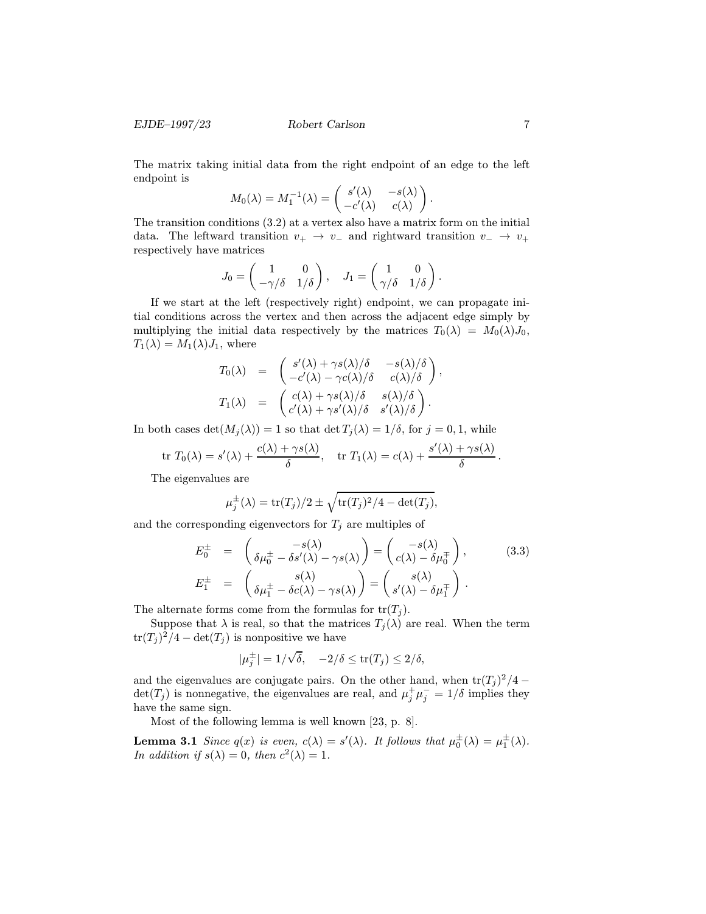The matrix taking initial data from the right endpoint of an edge to the left endpoint is

$$M_0(\lambda) = M_1^{-1}(\lambda) = \begin{pmatrix} s'(\lambda) & -s(\lambda) \\ -c'(\lambda) & c(\lambda) \end{pmatrix}.$$

The transition conditions (3.2) at a vertex also have a matrix form on the initial data. The leftward transition $v_+ \to v_-$ and rightward transition $v_- \to v_+$ respectively have matrices

$$J_0 = \begin{pmatrix} 1 & 0 \\ -\gamma/\delta & 1/\delta \end{pmatrix}, \quad J_1 = \begin{pmatrix} 1 & 0 \\ \gamma/\delta & 1/\delta \end{pmatrix}.$$

If we start at the left (respectively right) endpoint, we can propagate initial conditions across the vertex and then across the adjacent edge simply by multiplying the initial data respectively by the matrices $T_0(\lambda) = M_0(\lambda)J_0$, $T_1(\lambda) = M_1(\lambda)J_1$, where

$$\begin{aligned} T_0(\lambda) &= \begin{pmatrix} s'(\lambda) + \gamma s(\lambda)/\delta & -s(\lambda)/\delta \\ -c'(\lambda) - \gamma c(\lambda)/\delta & c(\lambda)/\delta \end{pmatrix}, \\ T_1(\lambda) &= \begin{pmatrix} c(\lambda) + \gamma s(\lambda)/\delta & s(\lambda)/\delta \\ c'(\lambda) + \gamma s'(\lambda)/\delta & s'(\lambda)/\delta \end{pmatrix}. \end{aligned}$$

In both cases $\det(M_j(\lambda)) = 1$ so that $\det T_j(\lambda) = 1/\delta$, for $j = 0, 1$, while

$$\text{tr } T_0(\lambda) = s'(\lambda) + \frac{c(\lambda) + \gamma s(\lambda)}{\delta}, \quad \text{tr } T_1(\lambda) = c(\lambda) + \frac{s'(\lambda) + \gamma s(\lambda)}{\delta}.$$

The eigenvalues are

$$\mu_j^{\pm}(\lambda) = \text{tr}(T_j)/2 \pm \sqrt{\text{tr}(T_j)^2/4 - \det(T_j)},$$

and the corresponding eigenvectors for $T_j$ are multiples of

$$\begin{aligned} E_0^{\pm} &= \begin{pmatrix} -s(\lambda) \\ \delta\mu_0^{\pm} - \delta s'(\lambda) - \gamma s(\lambda) \end{pmatrix} = \begin{pmatrix} -s(\lambda) \\ c(\lambda) - \delta\mu_0^{\mp} \end{pmatrix}, \\ E_1^{\pm} &= \begin{pmatrix} s(\lambda) \\ \delta\mu_1^{\pm} - \delta c(\lambda) - \gamma s(\lambda) \end{pmatrix} = \begin{pmatrix} s(\lambda) \\ s'(\lambda) - \delta\mu_1^{\mp} \end{pmatrix}. \end{aligned} \tag{3.3}$$

The alternate forms come from the formulas for $\text{tr}(T_j)$.

Suppose that $\lambda$ is real, so that the matrices $T_j(\lambda)$ are real. When the term $\text{tr}(T_j)^2/4 - \det(T_j)$ is nonpositive we have

$$|\mu_j^{\pm}| = 1/\sqrt{\delta}, \quad -2/\delta \le \text{tr}(T_j) \le 2/\delta,$$

and the eigenvalues are conjugate pairs. On the other hand, when $\text{tr}(T_j)^2/4 - \det(T_j)$ is nonnegative, the eigenvalues are real, and $\mu_j^+\mu_j^- = 1/\delta$ implies they have the same sign.

Most of the following lemma is well known [23, p. 8].

**Lemma 3.1** *Since $q(x)$ is even, $c(\lambda) = s'(\lambda)$. It follows that $\mu_0^{\pm}(\lambda) = \mu_1^{\pm}(\lambda)$. In addition if $s(\lambda) = 0$, then $c^2(\lambda) = 1$.*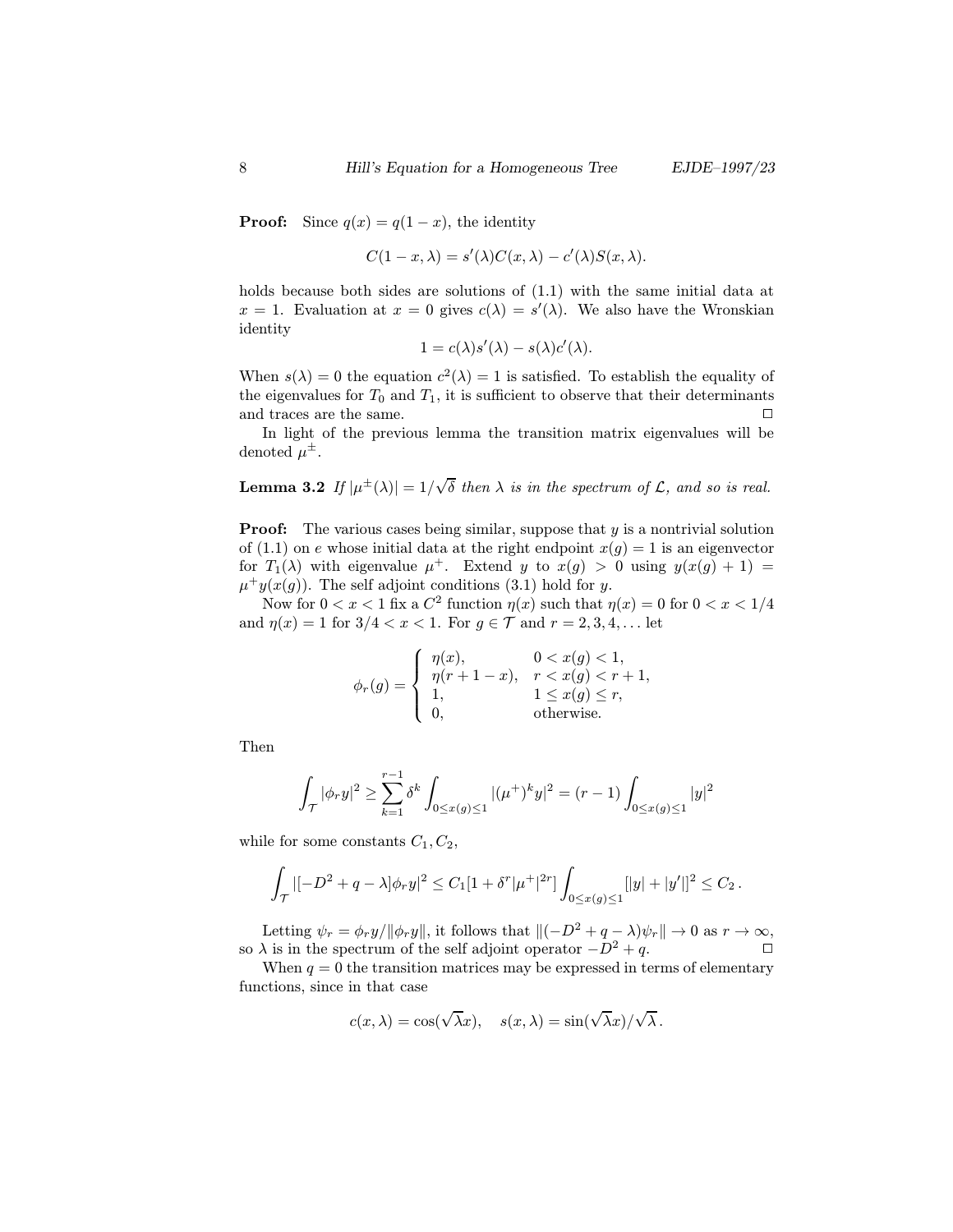**Proof:** Since $q(x) = q(1-x)$, the identity

$$C(1-x,\lambda) = s'(\lambda)C(x,\lambda) - c'(\lambda)S(x,\lambda).$$

holds because both sides are solutions of (1.1) with the same initial data at $x = 1$. Evaluation at $x = 0$ gives $c(\lambda) = s'(\lambda)$. We also have the Wronskian identity

$$1 = c(\lambda)s'(\lambda) - s(\lambda)c'(\lambda).$$

When $s(\lambda) = 0$ the equation $c^2(\lambda) = 1$ is satisfied. To establish the equality of the eigenvalues for $T_0$ and $T_1$, it is sufficient to observe that their determinants and traces are the same. $\square$

In light of the previous lemma the transition matrix eigenvalues will be denoted $\mu^{\pm}$.

**Lemma 3.2** *If $|\mu^{\pm}(\lambda)| = 1/\sqrt{\delta}$ then $\lambda$ is in the spectrum of $\mathcal{L}$, and so is real.*

**Proof:** The various cases being similar, suppose that $y$ is a nontrivial solution of (1.1) on $e$ whose initial data at the right endpoint $x(g) = 1$ is an eigenvector for $T_1(\lambda)$ with eigenvalue $\mu^+$. Extend $y$ to $x(g) > 0$ using $y(x(g)+1) = \mu^+ y(x(g))$. The self adjoint conditions (3.1) hold for $y$.

Now for $0 < x < 1$ fix a $C^2$ function $\eta(x)$ such that $\eta(x) = 0$ for $0 < x < 1/4$ and $\eta(x) = 1$ for $3/4 < x < 1$. For $g \in \mathcal{T}$ and $r = 2, 3, 4, \dots$ let

$$\phi_r(g) = \begin{cases} \eta(x), & 0 < x(g) < 1, \\ \eta(r+1-x), & r < x(g) < r+1, \\ 1, & 1 \le x(g) \le r, \\ 0, & \text{otherwise.} \end{cases}$$

Then

$$\int_{\mathcal{T}} |\phi_r y|^2 \ge \sum_{k=1}^{r-1} \delta^k \int_{0 \le x(g) \le 1} |(\mu^+)^k y|^2 = (r-1)\int_{0 \le x(g) \le 1} |y|^2$$

while for some constants $C_1, C_2$,

$$\int_{\mathcal{T}} |[-D^2 + q - \lambda]\phi_r y|^2 \le C_1[1 + \delta^r |\mu^+|^{2r}] \int_{0 \le x(g) \le 1} [|y| + |y'|]^2 \le C_2\,.$$

Letting $\psi_r = \phi_r y / \|\phi_r y\|$, it follows that $\|(-D^2 + q - \lambda)\psi_r\| \to 0$ as $r \to \infty$, so $\lambda$ is in the spectrum of the self adjoint operator $-D^2 + q$. $\square$

When $q = 0$ the transition matrices may be expressed in terms of elementary functions, since in that case

$$c(x,\lambda) = \cos(\sqrt{\lambda}x), \quad s(x,\lambda) = \sin(\sqrt{\lambda}x)/\sqrt{\lambda}\,.$$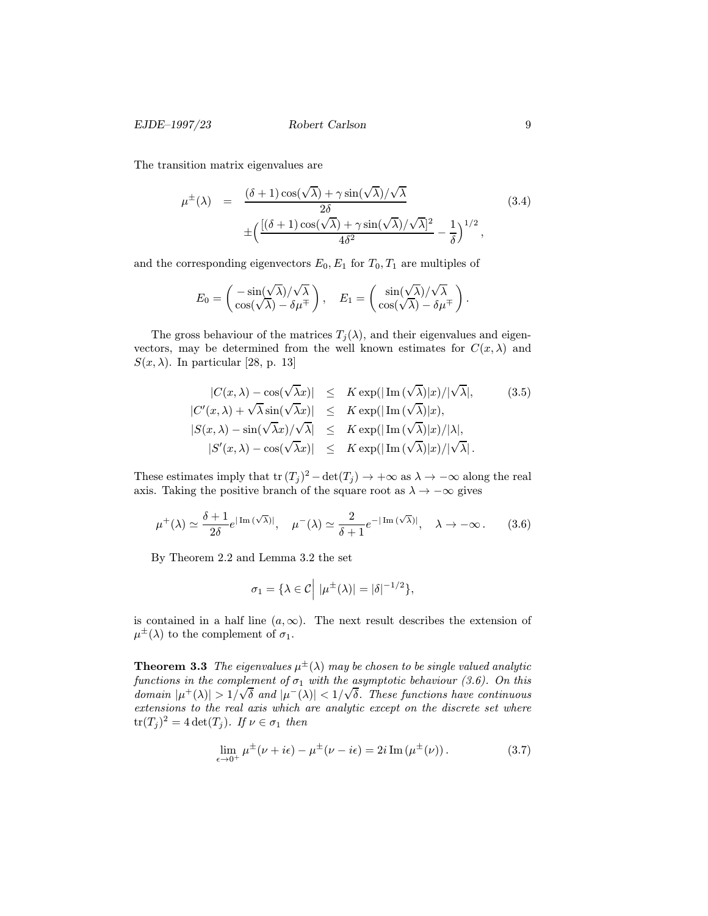The transition matrix eigenvalues are

$$\mu^{\pm}(\lambda) = \frac{(\delta+1)\cos(\sqrt{\lambda}) + \gamma\sin(\sqrt{\lambda})/\sqrt{\lambda}}{2\delta} \pm \Big(\frac{[(\delta+1)\cos(\sqrt{\lambda}) + \gamma\sin(\sqrt{\lambda})/\sqrt{\lambda}]^2}{4\delta^2} - \frac{1}{\delta}\Big)^{1/2}, \tag{3.4}$$

and the corresponding eigenvectors $E_0, E_1$ for $T_0, T_1$ are multiples of

$$E_0 = \begin{pmatrix} -\sin(\sqrt{\lambda})/\sqrt{\lambda} \\ \cos(\sqrt{\lambda}) - \delta\mu^{\mp} \end{pmatrix}, \quad E_1 = \begin{pmatrix} \sin(\sqrt{\lambda})/\sqrt{\lambda} \\ \cos(\sqrt{\lambda}) - \delta\mu^{\mp} \end{pmatrix}.$$

The gross behaviour of the matrices $T_j(\lambda)$, and their eigenvalues and eigenvectors, may be determined from the well known estimates for $C(x,\lambda)$ and $S(x,\lambda)$. In particular [28, p. 13]

$$\begin{aligned}
|C(x,\lambda) - \cos(\sqrt{\lambda}x)| &\leq K\exp(|\operatorname{Im}(\sqrt{\lambda})|x)/|\sqrt{\lambda}|, \\
|C'(x,\lambda) + \sqrt{\lambda}\sin(\sqrt{\lambda}x)| &\leq K\exp(|\operatorname{Im}(\sqrt{\lambda})|x), \\
|S(x,\lambda) - \sin(\sqrt{\lambda}x)/\sqrt{\lambda}| &\leq K\exp(|\operatorname{Im}(\sqrt{\lambda})|x)/|\lambda|, \\
|S'(x,\lambda) - \cos(\sqrt{\lambda}x)| &\leq K\exp(|\operatorname{Im}(\sqrt{\lambda})|x)/|\sqrt{\lambda}|.
\end{aligned} \tag{3.5}$$

These estimates imply that $\operatorname{tr}(T_j)^2 - \det(T_j) \to +\infty$ as $\lambda \to -\infty$ along the real axis. Taking the positive branch of the square root as $\lambda \to -\infty$ gives

$$\mu^+(\lambda) \simeq \frac{\delta+1}{2\delta}e^{|\operatorname{Im}(\sqrt{\lambda})|}, \quad \mu^-(\lambda) \simeq \frac{2}{\delta+1}e^{-|\operatorname{Im}(\sqrt{\lambda})|}, \quad \lambda \to -\infty. \tag{3.6}$$

By Theorem 2.2 and Lemma 3.2 the set

$$\sigma_1 = \{\lambda \in \mathcal{C} \Big| \ |\mu^{\pm}(\lambda)| = |\delta|^{-1/2}\},$$

is contained in a half line $(a,\infty)$. The next result describes the extension of $\mu^{\pm}(\lambda)$ to the complement of $\sigma_1$.

**Theorem 3.3** *The eigenvalues $\mu^{\pm}(\lambda)$ may be chosen to be single valued analytic functions in the complement of $\sigma_1$ with the asymptotic behaviour (3.6). On this domain $|\mu^+(\lambda)| > 1/\sqrt{\delta}$ and $|\mu^-(\lambda)| < 1/\sqrt{\delta}$. These functions have continuous extensions to the real axis which are analytic except on the discrete set where $\operatorname{tr}(T_j)^2 = 4\det(T_j)$. If $\nu \in \sigma_1$ then*

$$\lim_{\epsilon \to 0^+} \mu^{\pm}(\nu + i\epsilon) - \mu^{\pm}(\nu - i\epsilon) = 2i\operatorname{Im}(\mu^{\pm}(\nu)). \tag{3.7}$$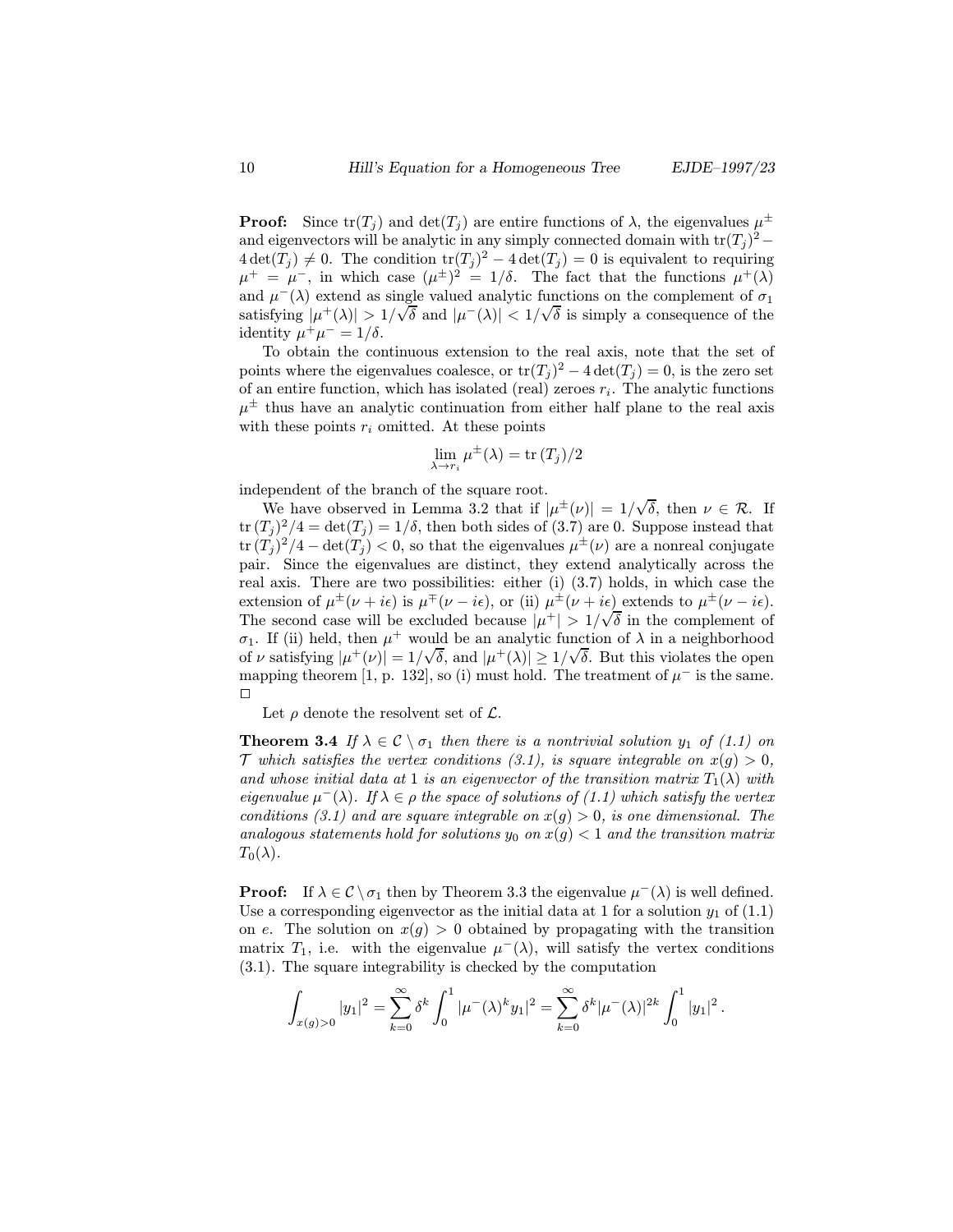**Proof:** Since $\mathrm{tr}(T_j)$ and $\det(T_j)$ are entire functions of $\lambda$, the eigenvalues $\mu^\pm$ and eigenvectors will be analytic in any simply connected domain with $\mathrm{tr}(T_j)^2 - 4\det(T_j) \neq 0$. The condition $\mathrm{tr}(T_j)^2 - 4\det(T_j) = 0$ is equivalent to requiring $\mu^+ = \mu^-$, in which case $(\mu^\pm)^2 = 1/\delta$. The fact that the functions $\mu^+(\lambda)$ and $\mu^-(\lambda)$ extend as single valued analytic functions on the complement of $\sigma_1$ satisfying $|\mu^+(\lambda)| > 1/\sqrt{\delta}$ and $|\mu^-(\lambda)| < 1/\sqrt{\delta}$ is simply a consequence of the identity $\mu^+\mu^- = 1/\delta$.

To obtain the continuous extension to the real axis, note that the set of points where the eigenvalues coalesce, or $\mathrm{tr}(T_j)^2 - 4\det(T_j) = 0$, is the zero set of an entire function, which has isolated (real) zeroes $r_i$. The analytic functions $\mu^\pm$ thus have an analytic continuation from either half plane to the real axis with these points $r_i$ omitted. At these points

$$\lim_{\lambda \to r_i} \mu^\pm(\lambda) = \mathrm{tr}\,(T_j)/2$$

independent of the branch of the square root.

We have observed in Lemma 3.2 that if $|\mu^\pm(\nu)| = 1/\sqrt{\delta}$, then $\nu \in \mathcal{R}$. If $\mathrm{tr}\,(T_j)^2/4 = \det(T_j) = 1/\delta$, then both sides of (3.7) are 0. Suppose instead that $\mathrm{tr}\,(T_j)^2/4 - \det(T_j) < 0$, so that the eigenvalues $\mu^\pm(\nu)$ are a nonreal conjugate pair. Since the eigenvalues are distinct, they extend analytically across the real axis. There are two possibilities: either (i) (3.7) holds, in which case the extension of $\mu^\pm(\nu + i\epsilon)$ is $\mu^\mp(\nu - i\epsilon)$, or (ii) $\mu^\pm(\nu + i\epsilon)$ extends to $\mu^\pm(\nu - i\epsilon)$. The second case will be excluded because $|\mu^+| > 1/\sqrt{\delta}$ in the complement of $\sigma_1$. If (ii) held, then $\mu^+$ would be an analytic function of $\lambda$ in a neighborhood of $\nu$ satisfying $|\mu^+(\nu)| = 1/\sqrt{\delta}$, and $|\mu^+(\lambda)| \geq 1/\sqrt{\delta}$. But this violates the open mapping theorem [1, p. 132], so (i) must hold. The treatment of $\mu^-$ is the same. $\square$

Let $\rho$ denote the resolvent set of $\mathcal{L}$.

**Theorem 3.4** *If $\lambda \in \mathcal{C} \setminus \sigma_1$ then there is a nontrivial solution $y_1$ of (1.1) on $\mathcal{T}$ which satisfies the vertex conditions (3.1), is square integrable on $x(g) > 0$, and whose initial data at 1 is an eigenvector of the transition matrix $T_1(\lambda)$ with eigenvalue $\mu^-(\lambda)$. If $\lambda \in \rho$ the space of solutions of (1.1) which satisfy the vertex conditions (3.1) and are square integrable on $x(g) > 0$, is one dimensional. The analogous statements hold for solutions $y_0$ on $x(g) < 1$ and the transition matrix $T_0(\lambda)$.*

**Proof:** If $\lambda \in \mathcal{C} \setminus \sigma_1$ then by Theorem 3.3 the eigenvalue $\mu^-(\lambda)$ is well defined. Use a corresponding eigenvector as the initial data at 1 for a solution $y_1$ of (1.1) on $e$. The solution on $x(g) > 0$ obtained by propagating with the transition matrix $T_1$, i.e. with the eigenvalue $\mu^-(\lambda)$, will satisfy the vertex conditions (3.1). The square integrability is checked by the computation

$$\int_{x(g)>0} |y_1|^2 = \sum_{k=0}^{\infty} \delta^k \int_0^1 |\mu^-(\lambda)^k y_1|^2 = \sum_{k=0}^{\infty} \delta^k |\mu^-(\lambda)|^{2k} \int_0^1 |y_1|^2 \,.$$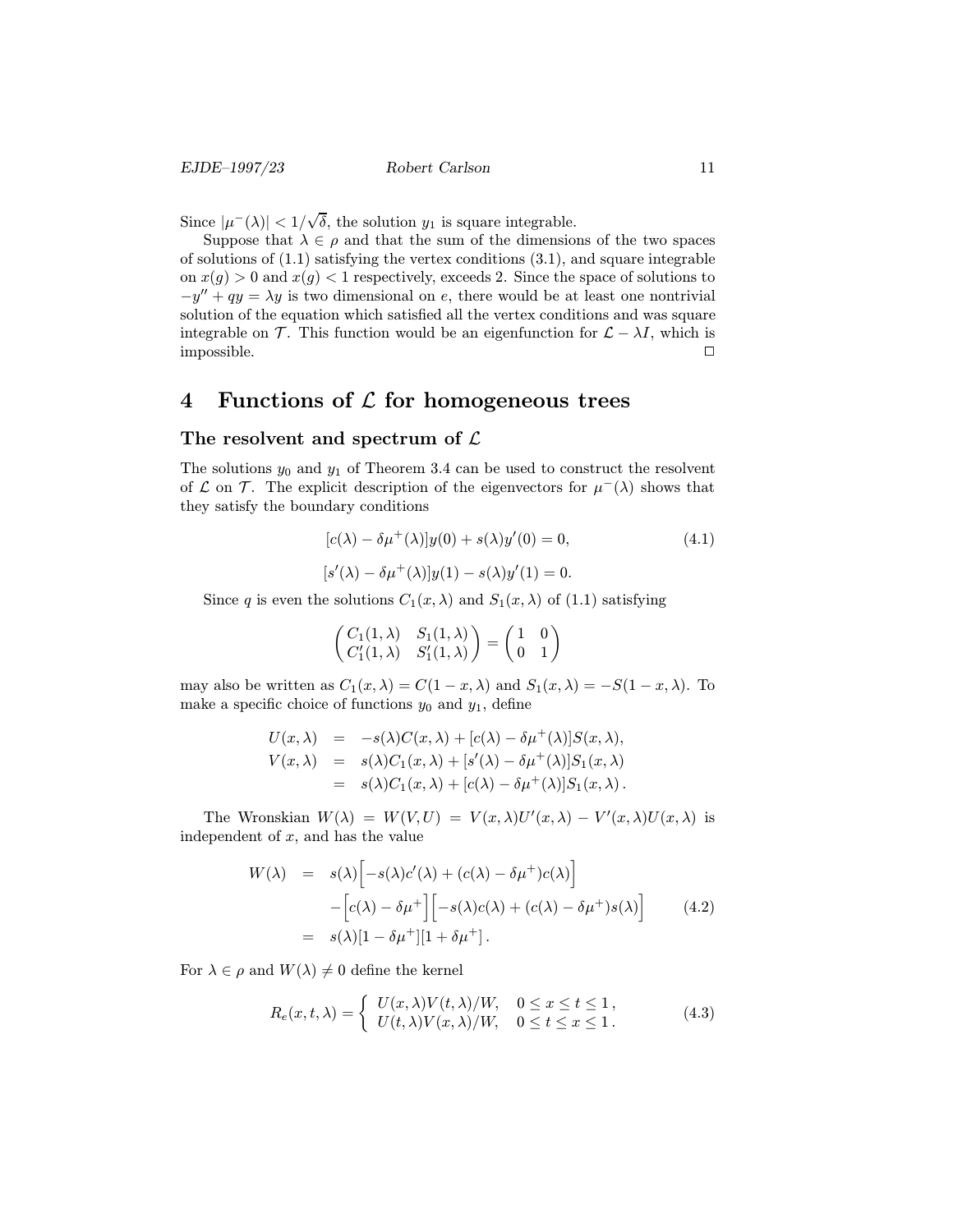Since $|\mu^-(\lambda)| < 1/\sqrt{\delta}$, the solution $y_1$ is square integrable.

Suppose that $\lambda \in \rho$ and that the sum of the dimensions of the two spaces of solutions of (1.1) satisfying the vertex conditions (3.1), and square integrable on $x(g) > 0$ and $x(g) < 1$ respectively, exceeds 2. Since the space of solutions to $-y'' + qy = \lambda y$ is two dimensional on $e$, there would be at least one nontrivial solution of the equation which satisfied all the vertex conditions and was square integrable on $\mathcal{T}$. This function would be an eigenfunction for $\mathcal{L} - \lambda I$, which is impossible. $\square$

# 4 Functions of $\mathcal{L}$ for homogeneous trees

## The resolvent and spectrum of $\mathcal{L}$

The solutions $y_0$ and $y_1$ of Theorem 3.4 can be used to construct the resolvent of $\mathcal{L}$ on $\mathcal{T}$. The explicit description of the eigenvectors for $\mu^-(\lambda)$ shows that they satisfy the boundary conditions

$$[c(\lambda) - \delta\mu^+(\lambda)]y(0) + s(\lambda)y'(0) = 0, \tag{4.1}$$

$$[s'(\lambda) - \delta\mu^+(\lambda)]y(1) - s(\lambda)y'(1) = 0.$$

Since $q$ is even the solutions $C_1(x, \lambda)$ and $S_1(x, \lambda)$ of (1.1) satisfying

$$\begin{pmatrix} C_1(1, \lambda) & S_1(1, \lambda) \\ C_1'(1, \lambda) & S_1'(1, \lambda) \end{pmatrix} = \begin{pmatrix} 1 & 0 \\ 0 & 1 \end{pmatrix}$$

may also be written as $C_1(x, \lambda) = C(1 - x, \lambda)$ and $S_1(x, \lambda) = -S(1 - x, \lambda)$. To make a specific choice of functions $y_0$ and $y_1$, define

$$\begin{aligned} U(x, \lambda) &= -s(\lambda)C(x, \lambda) + [c(\lambda) - \delta\mu^+(\lambda)]S(x, \lambda), \\ V(x, \lambda) &= s(\lambda)C_1(x, \lambda) + [s'(\lambda) - \delta\mu^+(\lambda)]S_1(x, \lambda) \\ &= s(\lambda)C_1(x, \lambda) + [c(\lambda) - \delta\mu^+(\lambda)]S_1(x, \lambda)\,. \end{aligned}$$

The Wronskian $W(\lambda) = W(V, U) = V(x, \lambda)U'(x, \lambda) - V'(x, \lambda)U(x, \lambda)$ is independent of $x$, and has the value

$$\begin{aligned} W(\lambda) &= s(\lambda)\Big[-s(\lambda)c'(\lambda) + (c(\lambda) - \delta\mu^+)c(\lambda)\Big] \\ &\quad -\Big[c(\lambda) - \delta\mu^+\Big]\Big[-s(\lambda)c(\lambda) + (c(\lambda) - \delta\mu^+)s(\lambda)\Big] \\ &= s(\lambda)[1 - \delta\mu^+][1 + \delta\mu^+]\,. \end{aligned} \tag{4.2}$$

For $\lambda \in \rho$ and $W(\lambda) \neq 0$ define the kernel

$$R_e(x, t, \lambda) = \begin{cases} U(x, \lambda)V(t, \lambda)/W, & 0 \le x \le t \le 1\,, \\ U(t, \lambda)V(x, \lambda)/W, & 0 \le t \le x \le 1\,. \end{cases} \tag{4.3}$$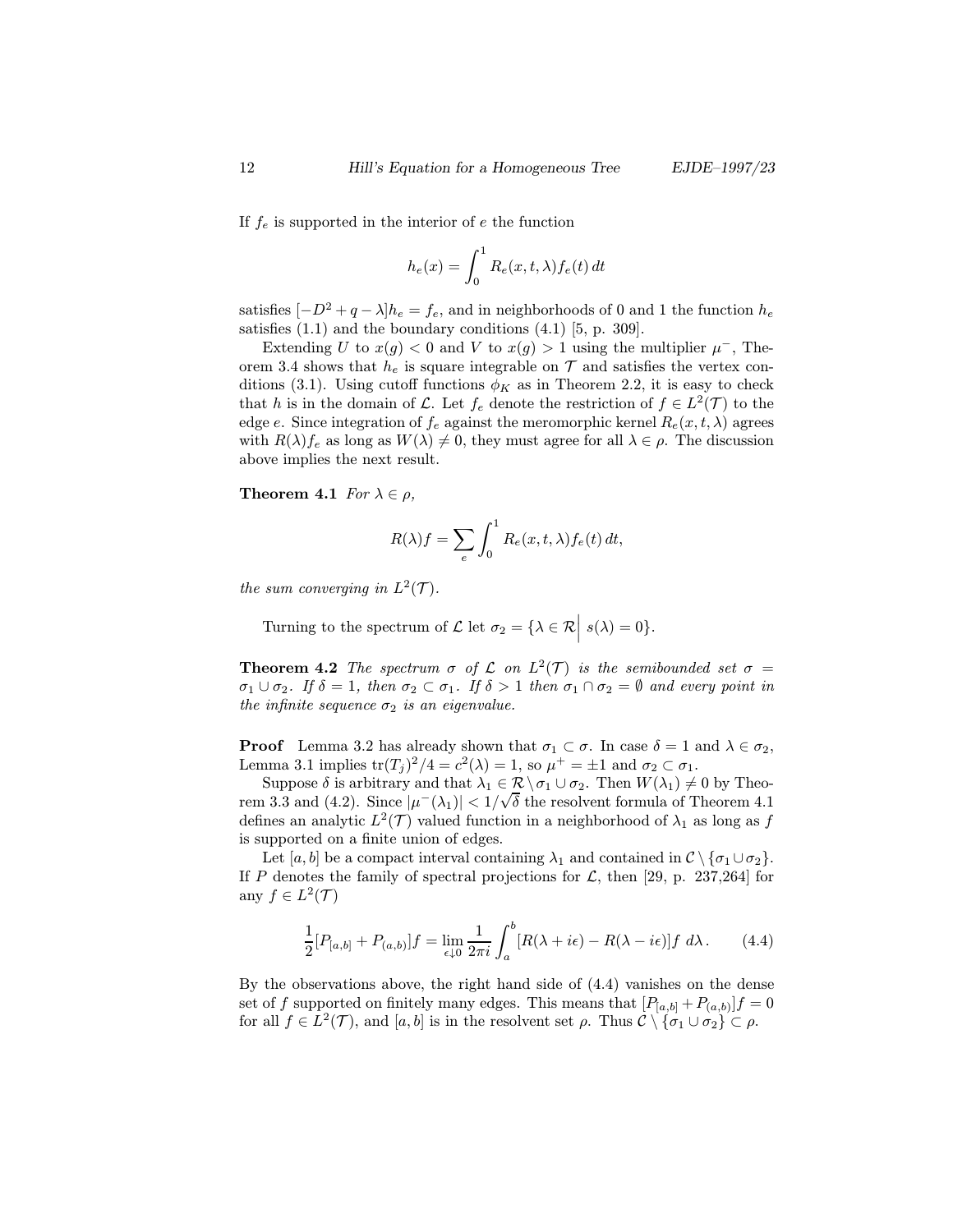If $f_e$ is supported in the interior of $e$ the function

$$h_e(x) = \int_0^1 R_e(x,t,\lambda) f_e(t)\, dt$$

satisfies $[-D^2 + q - \lambda]h_e = f_e$, and in neighborhoods of 0 and 1 the function $h_e$ satisfies (1.1) and the boundary conditions (4.1) [5, p. 309].

Extending $U$ to $x(g) < 0$ and $V$ to $x(g) > 1$ using the multiplier $\mu^-$, Theorem 3.4 shows that $h_e$ is square integrable on $\mathcal{T}$ and satisfies the vertex conditions (3.1). Using cutoff functions $\phi_K$ as in Theorem 2.2, it is easy to check that $h$ is in the domain of $\mathcal{L}$. Let $f_e$ denote the restriction of $f \in L^2(\mathcal{T})$ to the edge $e$. Since integration of $f_e$ against the meromorphic kernel $R_e(x,t,\lambda)$ agrees with $R(\lambda)f_e$ as long as $W(\lambda) \neq 0$, they must agree for all $\lambda \in \rho$. The discussion above implies the next result.

**Theorem 4.1** *For $\lambda \in \rho$,*

$$R(\lambda)f = \sum_e \int_0^1 R_e(x,t,\lambda) f_e(t)\, dt,$$

*the sum converging in $L^2(\mathcal{T})$.*

Turning to the spectrum of $\mathcal{L}$ let $\sigma_2 = \{\lambda \in \mathcal{R} \big|\ s(\lambda) = 0\}$.

**Theorem 4.2** *The spectrum $\sigma$ of $\mathcal{L}$ on $L^2(\mathcal{T})$ is the semibounded set $\sigma = \sigma_1 \cup \sigma_2$. If $\delta = 1$, then $\sigma_2 \subset \sigma_1$. If $\delta > 1$ then $\sigma_1 \cap \sigma_2 = \emptyset$ and every point in the infinite sequence $\sigma_2$ is an eigenvalue.*

**Proof** Lemma 3.2 has already shown that $\sigma_1 \subset \sigma$. In case $\delta = 1$ and $\lambda \in \sigma_2$, Lemma 3.1 implies $\mathrm{tr}(T_j)^2/4 = c^2(\lambda) = 1$, so $\mu^+ = \pm 1$ and $\sigma_2 \subset \sigma_1$.

Suppose $\delta$ is arbitrary and that $\lambda_1 \in \mathcal{R} \setminus \sigma_1 \cup \sigma_2$. Then $W(\lambda_1) \neq 0$ by Theorem 3.3 and (4.2). Since $|\mu^-(\lambda_1)| < 1/\sqrt{\delta}$ the resolvent formula of Theorem 4.1 defines an analytic $L^2(\mathcal{T})$ valued function in a neighborhood of $\lambda_1$ as long as $f$ is supported on a finite union of edges.

Let $[a,b]$ be a compact interval containing $\lambda_1$ and contained in $\mathcal{C} \setminus \{\sigma_1 \cup \sigma_2\}$. If $P$ denotes the family of spectral projections for $\mathcal{L}$, then [29, p. 237,264] for any $f \in L^2(\mathcal{T})$

$$\frac{1}{2}[P_{[a,b]} + P_{(a,b)}]f = \lim_{\epsilon \downarrow 0} \frac{1}{2\pi i} \int_a^b [R(\lambda + i\epsilon) - R(\lambda - i\epsilon)]f \; d\lambda\,. \qquad (4.4)$$

By the observations above, the right hand side of (4.4) vanishes on the dense set of $f$ supported on finitely many edges. This means that $[P_{[a,b]} + P_{(a,b)}]f = 0$ for all $f \in L^2(\mathcal{T})$, and $[a,b]$ is in the resolvent set $\rho$. Thus $\mathcal{C} \setminus \{\sigma_1 \cup \sigma_2\} \subset \rho$.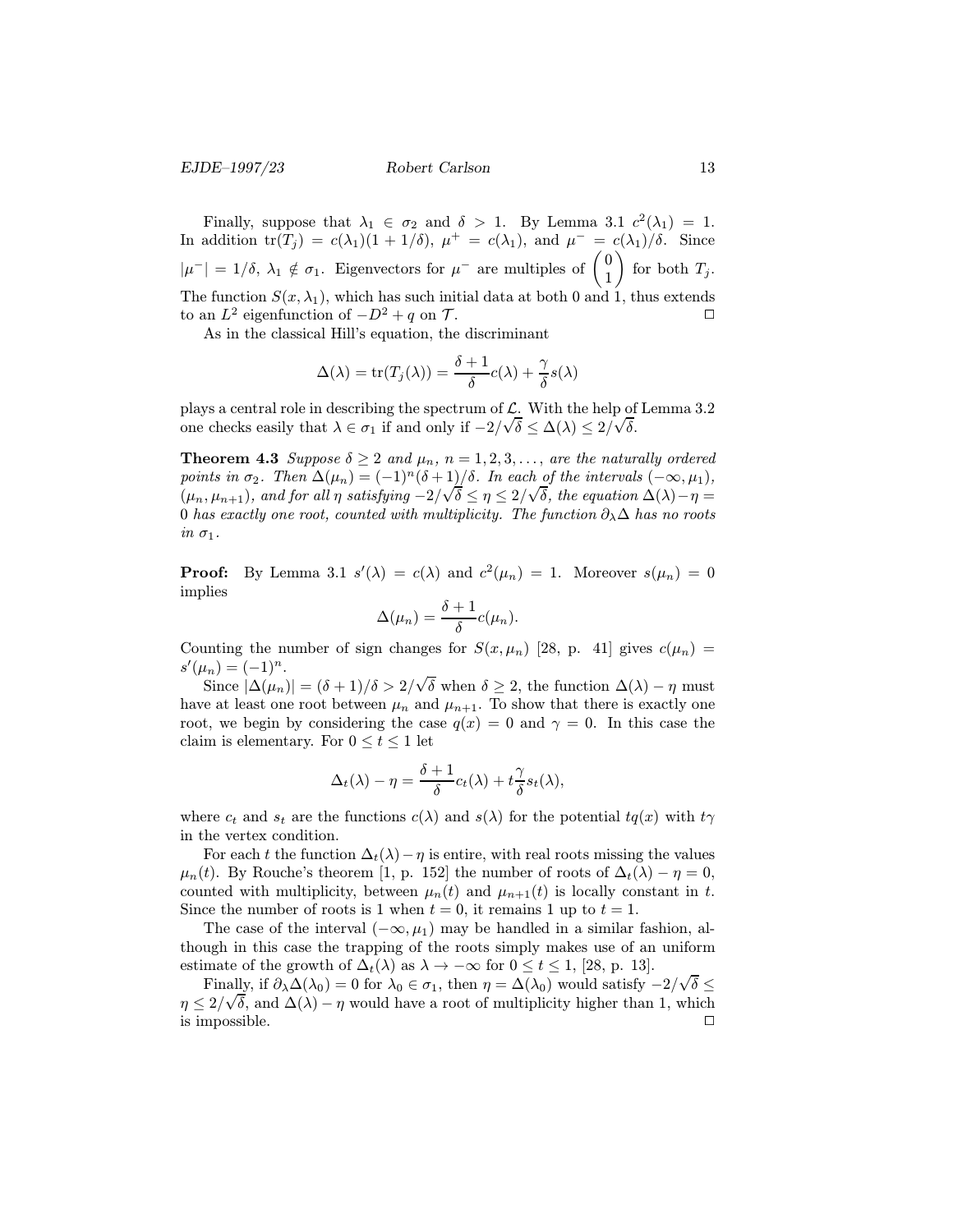Finally, suppose that $\lambda_1 \in \sigma_2$ and $\delta > 1$. By Lemma 3.1 $c^2(\lambda_1) = 1$. In addition $\mathrm{tr}(T_j) = c(\lambda_1)(1 + 1/\delta)$, $\mu^+ = c(\lambda_1)$, and $\mu^- = c(\lambda_1)/\delta$. Since $|\mu^-| = 1/\delta$, $\lambda_1 \notin \sigma_1$. Eigenvectors for $\mu^-$ are multiples of $\begin{pmatrix} 0 \\ 1 \end{pmatrix}$ for both $T_j$. The function $S(x, \lambda_1)$, which has such initial data at both 0 and 1, thus extends to an $L^2$ eigenfunction of $-D^2 + q$ on $\mathcal{T}$. $\square$

As in the classical Hill's equation, the discriminant

$$\Delta(\lambda) = \mathrm{tr}(T_j(\lambda)) = \frac{\delta + 1}{\delta} c(\lambda) + \frac{\gamma}{\delta} s(\lambda)$$

plays a central role in describing the spectrum of $\mathcal{L}$. With the help of Lemma 3.2 one checks easily that $\lambda \in \sigma_1$ if and only if $-2/\sqrt{\delta} \le \Delta(\lambda) \le 2/\sqrt{\delta}$.

**Theorem 4.3** *Suppose $\delta \ge 2$ and $\mu_n$, $n = 1, 2, 3, \ldots$, are the naturally ordered points in $\sigma_2$. Then $\Delta(\mu_n) = (-1)^n(\delta + 1)/\delta$. In each of the intervals $(-\infty, \mu_1)$, $(\mu_n, \mu_{n+1})$, and for all $\eta$ satisfying $-2/\sqrt{\delta} \le \eta \le 2/\sqrt{\delta}$, the equation $\Delta(\lambda) - \eta = 0$ has exactly one root, counted with multiplicity. The function $\partial_\lambda \Delta$ has no roots in $\sigma_1$.*

**Proof:** By Lemma 3.1 $s'(\lambda) = c(\lambda)$ and $c^2(\mu_n) = 1$. Moreover $s(\mu_n) = 0$ implies

$$\Delta(\mu_n) = \frac{\delta + 1}{\delta} c(\mu_n).$$

Counting the number of sign changes for $S(x, \mu_n)$ [28, p. 41] gives $c(\mu_n) = s'(\mu_n) = (-1)^n$.

Since $|\Delta(\mu_n)| = (\delta + 1)/\delta > 2/\sqrt{\delta}$ when $\delta \ge 2$, the function $\Delta(\lambda) - \eta$ must have at least one root between $\mu_n$ and $\mu_{n+1}$. To show that there is exactly one root, we begin by considering the case $q(x) = 0$ and $\gamma = 0$. In this case the claim is elementary. For $0 \le t \le 1$ let

$$\Delta_t(\lambda) - \eta = \frac{\delta + 1}{\delta} c_t(\lambda) + t\frac{\gamma}{\delta} s_t(\lambda),$$

where $c_t$ and $s_t$ are the functions $c(\lambda)$ and $s(\lambda)$ for the potential $tq(x)$ with $t\gamma$ in the vertex condition.

For each $t$ the function $\Delta_t(\lambda) - \eta$ is entire, with real roots missing the values $\mu_n(t)$. By Rouche's theorem [1, p. 152] the number of roots of $\Delta_t(\lambda) - \eta = 0$, counted with multiplicity, between $\mu_n(t)$ and $\mu_{n+1}(t)$ is locally constant in $t$. Since the number of roots is 1 when $t = 0$, it remains 1 up to $t = 1$.

The case of the interval $(-\infty, \mu_1)$ may be handled in a similar fashion, although in this case the trapping of the roots simply makes use of an uniform estimate of the growth of $\Delta_t(\lambda)$ as $\lambda \to -\infty$ for $0 \le t \le 1$, [28, p. 13].

Finally, if $\partial_\lambda \Delta(\lambda_0) = 0$ for $\lambda_0 \in \sigma_1$, then $\eta = \Delta(\lambda_0)$ would satisfy $-2/\sqrt{\delta} \le \eta \le 2/\sqrt{\delta}$, and $\Delta(\lambda) - \eta$ would have a root of multiplicity higher than 1, which is impossible. $\square$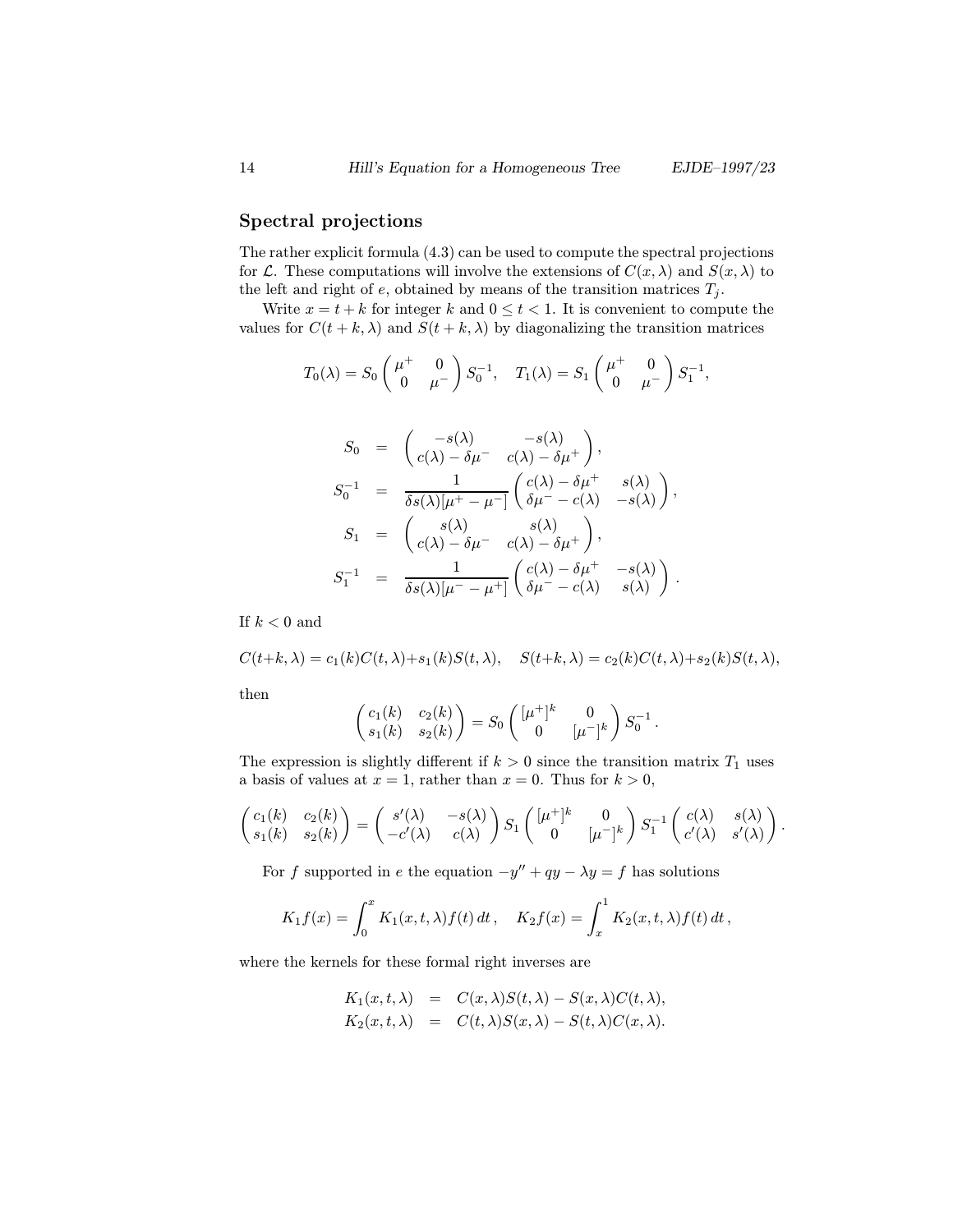## Spectral projections

The rather explicit formula (4.3) can be used to compute the spectral projections for $\mathcal{L}$. These computations will involve the extensions of $C(x,\lambda)$ and $S(x,\lambda)$ to the left and right of $e$, obtained by means of the transition matrices $T_j$.

Write $x = t + k$ for integer $k$ and $0 \le t < 1$. It is convenient to compute the values for $C(t+k,\lambda)$ and $S(t+k,\lambda)$ by diagonalizing the transition matrices

$$T_0(\lambda) = S_0 \begin{pmatrix} \mu^+ & 0 \\ 0 & \mu^- \end{pmatrix} S_0^{-1}, \quad T_1(\lambda) = S_1 \begin{pmatrix} \mu^+ & 0 \\ 0 & \mu^- \end{pmatrix} S_1^{-1},$$

$$\begin{aligned}
S_0 &= \begin{pmatrix} -s(\lambda) & -s(\lambda) \\ c(\lambda) - \delta\mu^- & c(\lambda) - \delta\mu^+ \end{pmatrix}, \\
S_0^{-1} &= \frac{1}{\delta s(\lambda)[\mu^+ - \mu^-]} \begin{pmatrix} c(\lambda) - \delta\mu^+ & s(\lambda) \\ \delta\mu^- - c(\lambda) & -s(\lambda) \end{pmatrix}, \\
S_1 &= \begin{pmatrix} s(\lambda) & s(\lambda) \\ c(\lambda) - \delta\mu^- & c(\lambda) - \delta\mu^+ \end{pmatrix}, \\
S_1^{-1} &= \frac{1}{\delta s(\lambda)[\mu^- - \mu^+]} \begin{pmatrix} c(\lambda) - \delta\mu^+ & -s(\lambda) \\ \delta\mu^- - c(\lambda) & s(\lambda) \end{pmatrix}.
\end{aligned}$$

If $k < 0$ and

$$C(t+k,\lambda) = c_1(k)C(t,\lambda) + s_1(k)S(t,\lambda), \quad S(t+k,\lambda) = c_2(k)C(t,\lambda) + s_2(k)S(t,\lambda),$$

then

$$\begin{pmatrix} c_1(k) & c_2(k) \\ s_1(k) & s_2(k) \end{pmatrix} = S_0 \begin{pmatrix} [\mu^+]^k & 0 \\ 0 & [\mu^-]^k \end{pmatrix} S_0^{-1}.$$

The expression is slightly different if $k > 0$ since the transition matrix $T_1$ uses a basis of values at $x = 1$, rather than $x = 0$. Thus for $k > 0$,

$$\begin{pmatrix} c_1(k) & c_2(k) \\ s_1(k) & s_2(k) \end{pmatrix} = \begin{pmatrix} s'(\lambda) & -s(\lambda) \\ -c'(\lambda) & c(\lambda) \end{pmatrix} S_1 \begin{pmatrix} [\mu^+]^k & 0 \\ 0 & [\mu^-]^k \end{pmatrix} S_1^{-1} \begin{pmatrix} c(\lambda) & s(\lambda) \\ c'(\lambda) & s'(\lambda) \end{pmatrix}.$$

For $f$ supported in $e$ the equation $-y'' + qy - \lambda y = f$ has solutions

$$K_1 f(x) = \int_0^x K_1(x,t,\lambda) f(t)\, dt, \quad K_2 f(x) = \int_x^1 K_2(x,t,\lambda) f(t)\, dt,$$

where the kernels for these formal right inverses are

$$\begin{aligned}
K_1(x,t,\lambda) &= C(x,\lambda)S(t,\lambda) - S(x,\lambda)C(t,\lambda), \\
K_2(x,t,\lambda) &= C(t,\lambda)S(x,\lambda) - S(t,\lambda)C(x,\lambda).
\end{aligned}$$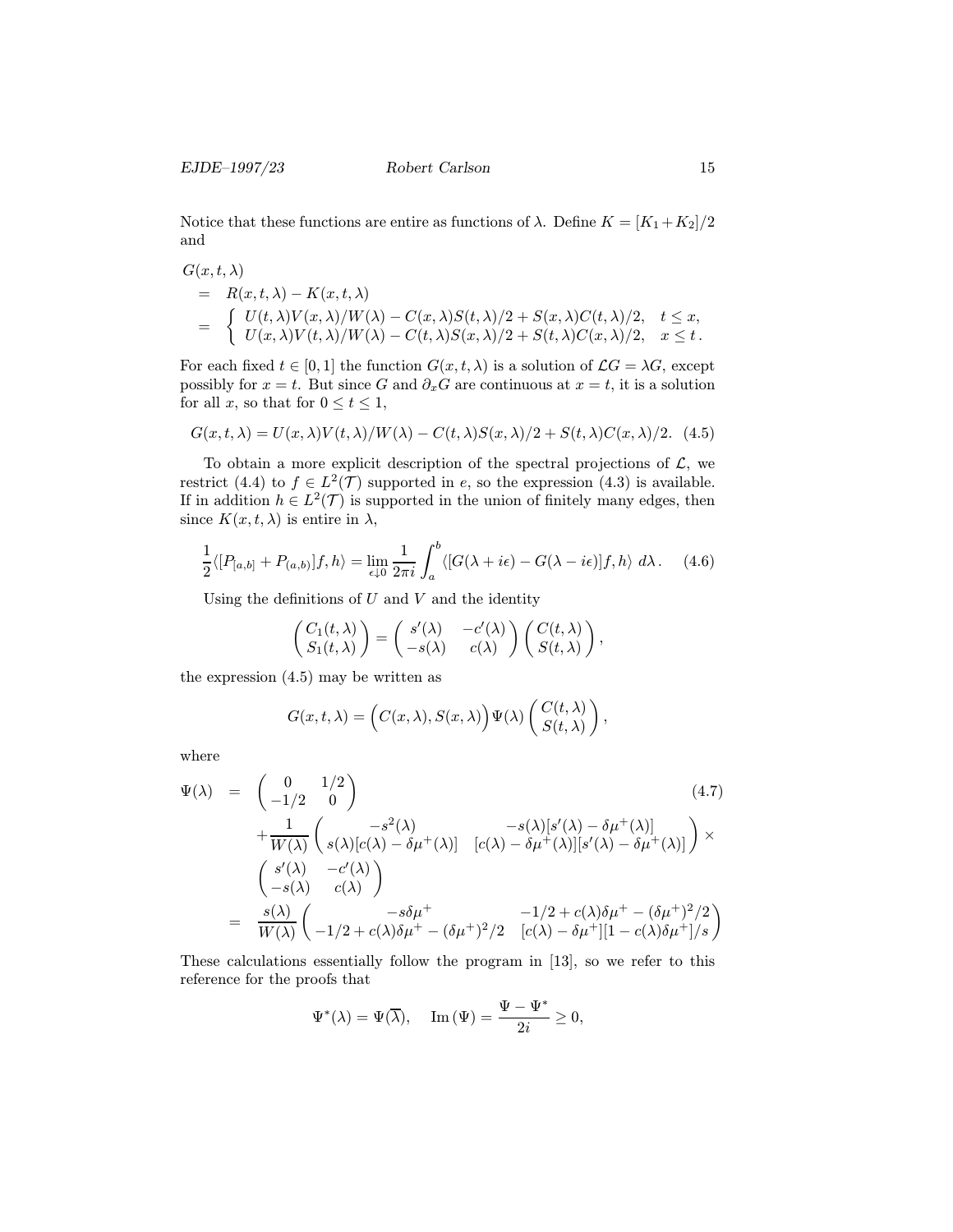Notice that these functions are entire as functions of $\lambda$. Define $K = [K_1 + K_2]/2$ and

$$
\begin{aligned}
&G(x,t,\lambda) \\
&\quad = \quad R(x,t,\lambda) - K(x,t,\lambda) \\
&\quad = \quad \begin{cases} U(t,\lambda)V(x,\lambda)/W(\lambda) - C(x,\lambda)S(t,\lambda)/2 + S(x,\lambda)C(t,\lambda)/2, & t \le x, \\ U(x,\lambda)V(t,\lambda)/W(\lambda) - C(t,\lambda)S(x,\lambda)/2 + S(t,\lambda)C(x,\lambda)/2, & x \le t\,. \end{cases}
\end{aligned}
$$

For each fixed $t \in [0,1]$ the function $G(x,t,\lambda)$ is a solution of $\mathcal{L}G = \lambda G$, except possibly for $x = t$. But since $G$ and $\partial_x G$ are continuous at $x = t$, it is a solution for all $x$, so that for $0 \le t \le 1$,

$$
G(x,t,\lambda) = U(x,\lambda)V(t,\lambda)/W(\lambda) - C(t,\lambda)S(x,\lambda)/2 + S(t,\lambda)C(x,\lambda)/2. \quad (4.5)
$$

To obtain a more explicit description of the spectral projections of $\mathcal{L}$, we restrict (4.4) to $f \in L^2(\mathcal{T})$ supported in $e$, so the expression (4.3) is available. If in addition $h \in L^2(\mathcal{T})$ is supported in the union of finitely many edges, then since $K(x,t,\lambda)$ is entire in $\lambda$,

$$
\frac{1}{2}\langle [P_{[a,b]} + P_{(a,b)}]f, h\rangle = \lim_{\epsilon \downarrow 0} \frac{1}{2\pi i}\int_a^b \langle [G(\lambda + i\epsilon) - G(\lambda - i\epsilon)]f, h\rangle \; d\lambda\,. \quad (4.6)
$$

Using the definitions of $U$ and $V$ and the identity

$$
\begin{pmatrix} C_1(t,\lambda) \\ S_1(t,\lambda) \end{pmatrix} = \begin{pmatrix} s'(\lambda) & -c'(\lambda) \\ -s(\lambda) & c(\lambda) \end{pmatrix} \begin{pmatrix} C(t,\lambda) \\ S(t,\lambda) \end{pmatrix},
$$

the expression (4.5) may be written as

$$
G(x,t,\lambda) = \Big( C(x,\lambda), S(x,\lambda) \Big) \Psi(\lambda) \begin{pmatrix} C(t,\lambda) \\ S(t,\lambda) \end{pmatrix},
$$

where

$$
\begin{aligned}
\Psi(\lambda) \quad &= \quad \begin{pmatrix} 0 & 1/2 \\ -1/2 & 0 \end{pmatrix} \qquad\qquad\qquad\qquad\qquad\qquad\qquad\qquad\qquad\qquad (4.7) \\
&\quad + \frac{1}{W(\lambda)} \begin{pmatrix} -s^2(\lambda) & -s(\lambda)[s'(\lambda) - \delta\mu^+(\lambda)] \\ s(\lambda)[c(\lambda) - \delta\mu^+(\lambda)] & [c(\lambda) - \delta\mu^+(\lambda)][s'(\lambda) - \delta\mu^+(\lambda)] \end{pmatrix} \times \\
&\quad \begin{pmatrix} s'(\lambda) & -c'(\lambda) \\ -s(\lambda) & c(\lambda) \end{pmatrix} \\
&= \quad \frac{s(\lambda)}{W(\lambda)} \begin{pmatrix} -s\delta\mu^+ & -1/2 + c(\lambda)\delta\mu^+ - (\delta\mu^+)^2/2 \\ -1/2 + c(\lambda)\delta\mu^+ - (\delta\mu^+)^2/2 & [c(\lambda) - \delta\mu^+][1 - c(\lambda)\delta\mu^+]/s \end{pmatrix}
\end{aligned}
$$

These calculations essentially follow the program in [13], so we refer to this reference for the proofs that

$$
\Psi^*(\lambda) = \Psi(\overline{\lambda}), \quad \operatorname{Im}(\Psi) = \frac{\Psi - \Psi^*}{2i} \ge 0,
$$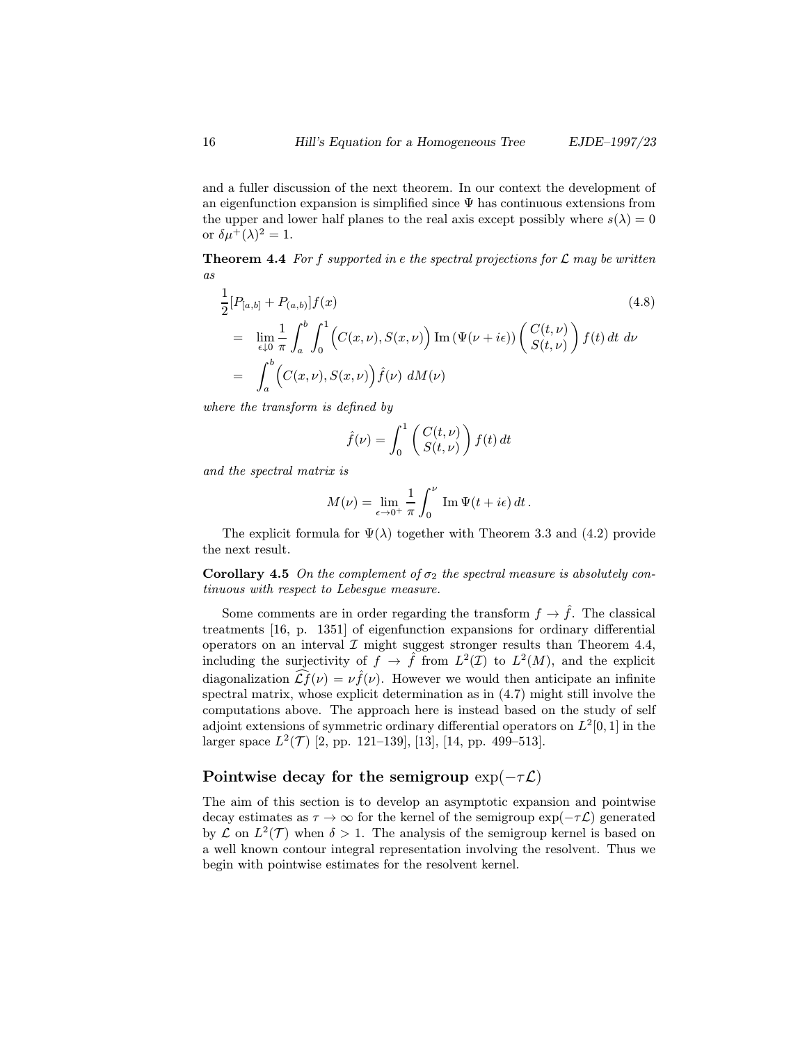and a fuller discussion of the next theorem. In our context the development of an eigenfunction expansion is simplified since $\Psi$ has continuous extensions from the upper and lower half planes to the real axis except possibly where $s(\lambda) = 0$ or $\delta\mu^+(\lambda)^2 = 1$.

**Theorem 4.4** *For $f$ supported in $e$ the spectral projections for $\mathcal{L}$ may be written as*

$$
\begin{aligned}
&\frac{1}{2}[P_{[a,b]} + P_{(a,b)}]f(x) \qquad\qquad (4.8)\\
&= \lim_{\epsilon \downarrow 0} \frac{1}{\pi} \int_a^b \int_0^1 \Big( C(x,\nu), S(x,\nu) \Big) \operatorname{Im}\left(\Psi(\nu + i\epsilon)\right) \begin{pmatrix} C(t,\nu) \\ S(t,\nu) \end{pmatrix} f(t)\, dt\, d\nu \\
&= \int_a^b \Big( C(x,\nu), S(x,\nu) \Big) \hat{f}(\nu)\, dM(\nu)
\end{aligned}
$$

*where the transform is defined by*

$$
\hat{f}(\nu) = \int_0^1 \begin{pmatrix} C(t,\nu) \\ S(t,\nu) \end{pmatrix} f(t)\, dt
$$

*and the spectral matrix is*

$$
M(\nu) = \lim_{\epsilon \to 0^+} \frac{1}{\pi} \int_0^\nu \operatorname{Im} \Psi(t + i\epsilon)\, dt\,.
$$

The explicit formula for $\Psi(\lambda)$ together with Theorem 3.3 and (4.2) provide the next result.

**Corollary 4.5** *On the complement of $\sigma_2$ the spectral measure is absolutely continuous with respect to Lebesgue measure.*

Some comments are in order regarding the transform $f \to \hat{f}$. The classical treatments [16, p. 1351] of eigenfunction expansions for ordinary differential operators on an interval $\mathcal{I}$ might suggest stronger results than Theorem 4.4, including the surjectivity of $f \to \hat{f}$ from $L^2(\mathcal{I})$ to $L^2(M)$, and the explicit diagonalization $\widehat{\mathcal{L}f}(\nu) = \nu\hat{f}(\nu)$. However we would then anticipate an infinite spectral matrix, whose explicit determination as in (4.7) might still involve the computations above. The approach here is instead based on the study of self adjoint extensions of symmetric ordinary differential operators on $L^2[0,1]$ in the larger space $L^2(\mathcal{T})$ [2, pp. 121–139], [13], [14, pp. 499–513].

## Pointwise decay for the semigroup $\exp(-\tau\mathcal{L})$

The aim of this section is to develop an asymptotic expansion and pointwise decay estimates as $\tau \to \infty$ for the kernel of the semigroup $\exp(-\tau\mathcal{L})$ generated by $\mathcal{L}$ on $L^2(\mathcal{T})$ when $\delta > 1$. The analysis of the semigroup kernel is based on a well known contour integral representation involving the resolvent. Thus we begin with pointwise estimates for the resolvent kernel.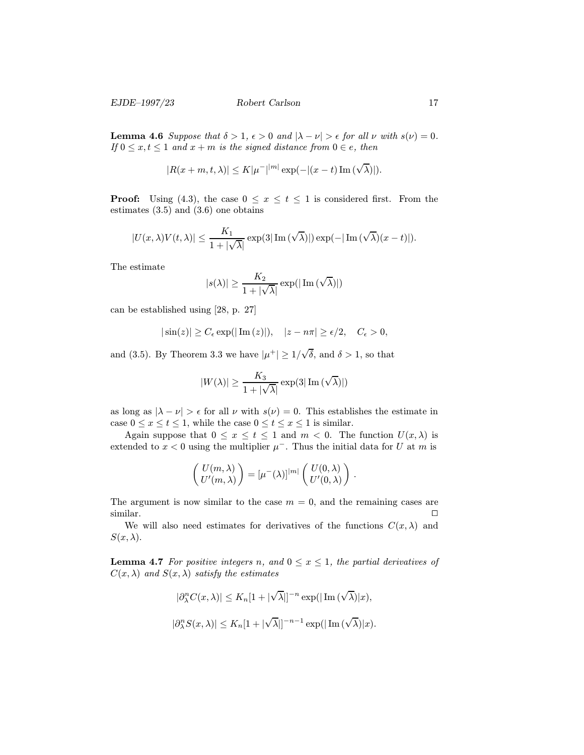**Lemma 4.6** *Suppose that $\delta > 1$, $\epsilon > 0$ and $|\lambda - \nu| > \epsilon$ for all $\nu$ with $s(\nu) = 0$. If $0 \le x, t \le 1$ and $x + m$ is the signed distance from $0 \in e$, then*

$$|R(x + m, t, \lambda)| \le K|\mu^-|^{|m|} \exp(-|(x - t) \operatorname{Im}(\sqrt{\lambda})|).$$

**Proof:** Using (4.3), the case $0 \le x \le t \le 1$ is considered first. From the estimates (3.5) and (3.6) one obtains

$$|U(x, \lambda)V(t, \lambda)| \le \frac{K_1}{1 + |\sqrt{\lambda}|} \exp(3|\operatorname{Im}(\sqrt{\lambda})|) \exp(-|\operatorname{Im}(\sqrt{\lambda})(x - t)|).$$

The estimate

$$|s(\lambda)| \ge \frac{K_2}{1 + |\sqrt{\lambda}|} \exp(|\operatorname{Im}(\sqrt{\lambda})|)$$

can be established using [28, p. 27]

$$|\sin(z)| \ge C_\epsilon \exp(|\operatorname{Im}(z)|), \quad |z - n\pi| \ge \epsilon/2, \quad C_\epsilon > 0,$$

and (3.5). By Theorem 3.3 we have $|\mu^+| \ge 1/\sqrt{\delta}$, and $\delta > 1$, so that

$$|W(\lambda)| \ge \frac{K_3}{1 + |\sqrt{\lambda}|} \exp(3|\operatorname{Im}(\sqrt{\lambda})|)$$

as long as $|\lambda - \nu| > \epsilon$ for all $\nu$ with $s(\nu) = 0$. This establishes the estimate in case $0 \le x \le t \le 1$, while the case $0 \le t \le x \le 1$ is similar.

Again suppose that $0 \le x \le t \le 1$ and $m < 0$. The function $U(x, \lambda)$ is extended to $x < 0$ using the multiplier $\mu^-$. Thus the initial data for $U$ at $m$ is

$$\begin{pmatrix} U(m, \lambda) \\ U'(m, \lambda) \end{pmatrix} = [\mu^-(\lambda)]^{|m|} \begin{pmatrix} U(0, \lambda) \\ U'(0, \lambda) \end{pmatrix}.$$

The argument is now similar to the case $m = 0$, and the remaining cases are similar. $\square$

We will also need estimates for derivatives of the functions $C(x, \lambda)$ and $S(x, \lambda)$.

**Lemma 4.7** *For positive integers $n$, and $0 \le x \le 1$, the partial derivatives of $C(x, \lambda)$ and $S(x, \lambda)$ satisfy the estimates*

$$|\partial_\lambda^n C(x, \lambda)| \le K_n [1 + |\sqrt{\lambda}|]^{-n} \exp(|\operatorname{Im}(\sqrt{\lambda})|x),$$

$$|\partial_\lambda^n S(x, \lambda)| \le K_n [1 + |\sqrt{\lambda}|]^{-n-1} \exp(|\operatorname{Im}(\sqrt{\lambda})|x).$$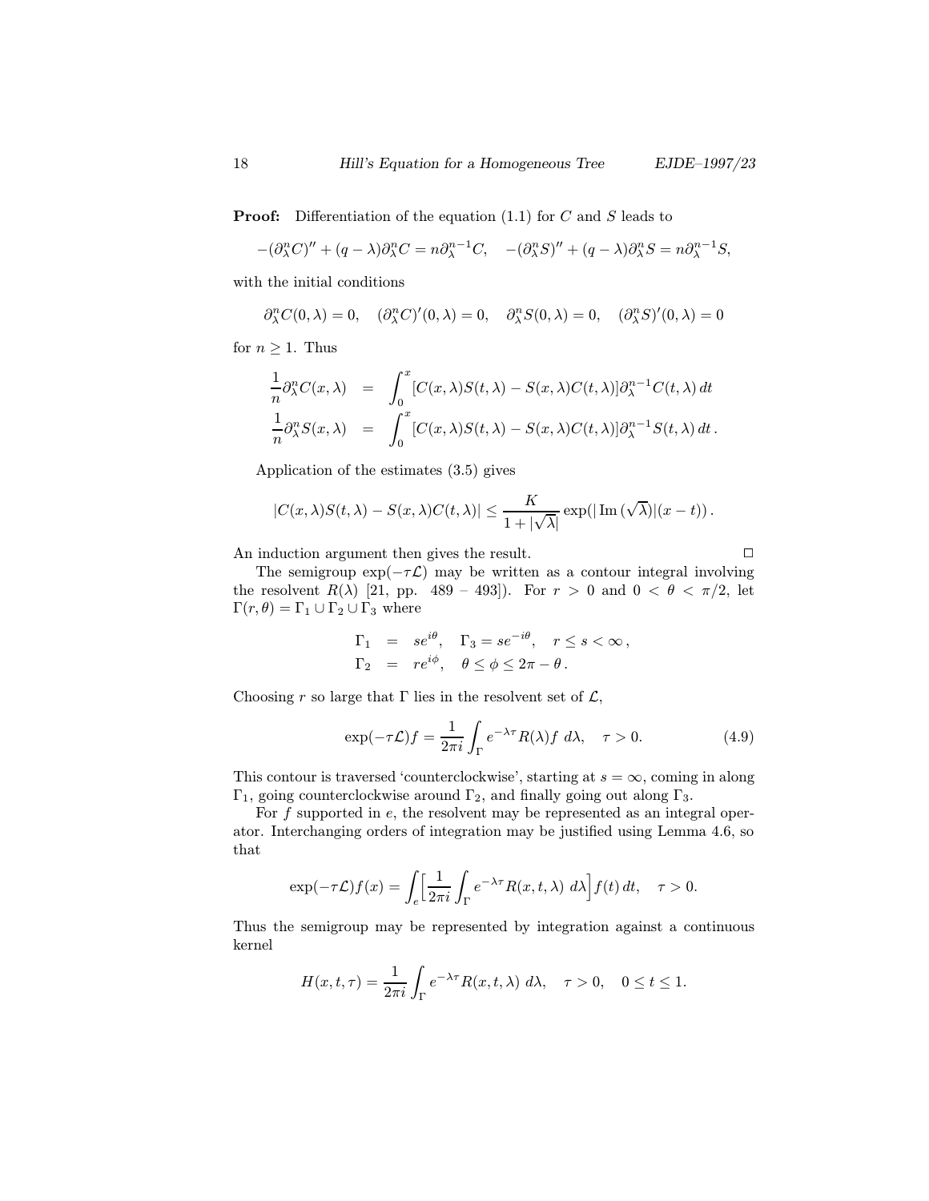**Proof:** Differentiation of the equation (1.1) for $C$ and $S$ leads to

$$-(\partial_\lambda^n C)'' + (q-\lambda)\partial_\lambda^n C = n\partial_\lambda^{n-1} C, \quad -(\partial_\lambda^n S)'' + (q-\lambda)\partial_\lambda^n S = n\partial_\lambda^{n-1} S,$$

with the initial conditions

$$\partial_\lambda^n C(0,\lambda) = 0, \quad (\partial_\lambda^n C)'(0,\lambda) = 0, \quad \partial_\lambda^n S(0,\lambda) = 0, \quad (\partial_\lambda^n S)'(0,\lambda) = 0$$

for $n \ge 1$. Thus

$$\begin{aligned}
\frac{1}{n}\partial_\lambda^n C(x,\lambda) &= \int_0^x [C(x,\lambda)S(t,\lambda) - S(x,\lambda)C(t,\lambda)]\partial_\lambda^{n-1} C(t,\lambda)\, dt \\
\frac{1}{n}\partial_\lambda^n S(x,\lambda) &= \int_0^x [C(x,\lambda)S(t,\lambda) - S(x,\lambda)C(t,\lambda)]\partial_\lambda^{n-1} S(t,\lambda)\, dt\,.
\end{aligned}$$

Application of the estimates (3.5) gives

$$|C(x,\lambda)S(t,\lambda) - S(x,\lambda)C(t,\lambda)| \le \frac{K}{1+|\sqrt{\lambda}|}\exp(|\operatorname{Im}(\sqrt{\lambda})|(x-t))\,.$$

An induction argument then gives the result. $\square$

The semigroup $\exp(-\tau\mathcal{L})$ may be written as a contour integral involving the resolvent $R(\lambda)$ [21, pp. 489 – 493]). For $r > 0$ and $0 < \theta < \pi/2$, let $\Gamma(r,\theta) = \Gamma_1 \cup \Gamma_2 \cup \Gamma_3$ where

$$\begin{aligned}
\Gamma_1 &= se^{i\theta}, \quad \Gamma_3 = se^{-i\theta}, \quad r \le s < \infty\,, \\
\Gamma_2 &= re^{i\phi}, \quad \theta \le \phi \le 2\pi - \theta\,.
\end{aligned}$$

Choosing $r$ so large that $\Gamma$ lies in the resolvent set of $\mathcal{L}$,

$$\exp(-\tau\mathcal{L})f = \frac{1}{2\pi i}\int_\Gamma e^{-\lambda\tau}R(\lambda)f\ d\lambda, \quad \tau > 0. \tag{4.9}$$

This contour is traversed 'counterclockwise', starting at $s = \infty$, coming in along $\Gamma_1$, going counterclockwise around $\Gamma_2$, and finally going out along $\Gamma_3$.

For $f$ supported in $e$, the resolvent may be represented as an integral operator. Interchanging orders of integration may be justified using Lemma 4.6, so that

$$\exp(-\tau\mathcal{L})f(x) = \int_e \Big[\frac{1}{2\pi i}\int_\Gamma e^{-\lambda\tau}R(x,t,\lambda)\ d\lambda\Big] f(t)\, dt, \quad \tau > 0.$$

Thus the semigroup may be represented by integration against a continuous kernel

$$H(x,t,\tau) = \frac{1}{2\pi i}\int_\Gamma e^{-\lambda\tau}R(x,t,\lambda)\ d\lambda, \quad \tau > 0, \quad 0 \le t \le 1.$$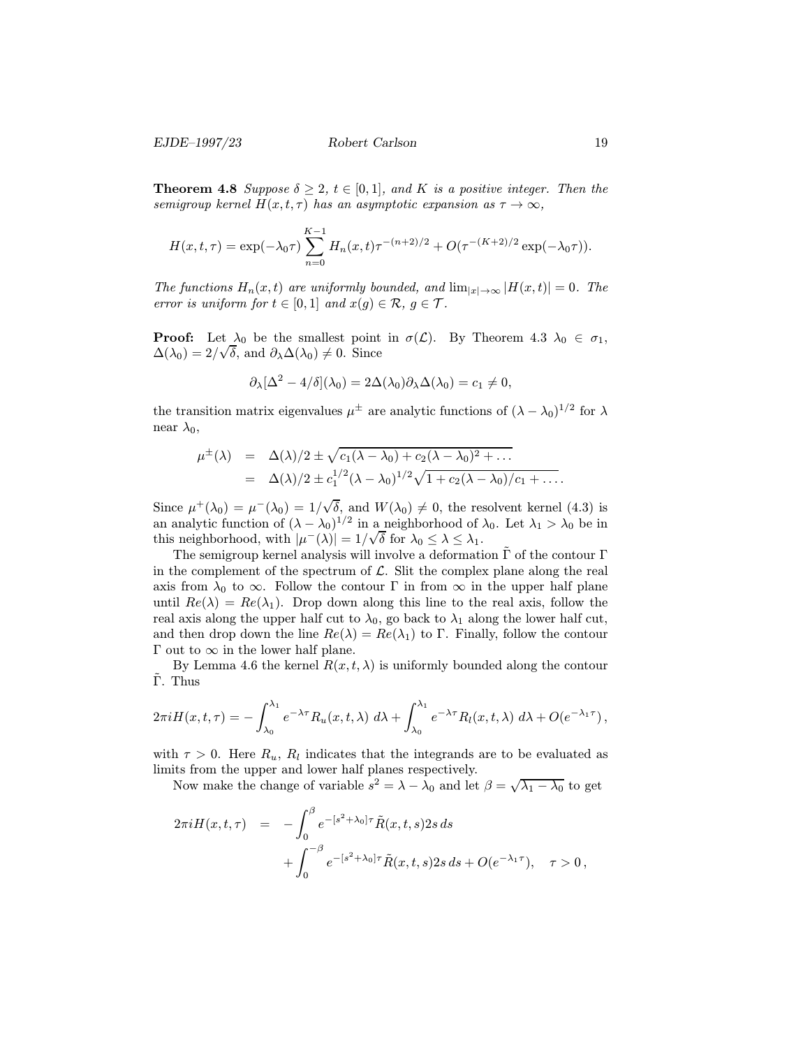**Theorem 4.8** *Suppose $\delta \geq 2$, $t \in [0,1]$, and $K$ is a positive integer. Then the semigroup kernel $H(x,t,\tau)$ has an asymptotic expansion as $\tau \to \infty$,*

$$H(x,t,\tau) = \exp(-\lambda_0 \tau) \sum_{n=0}^{K-1} H_n(x,t) \tau^{-(n+2)/2} + O(\tau^{-(K+2)/2} \exp(-\lambda_0 \tau)).$$

*The functions $H_n(x,t)$ are uniformly bounded, and $\lim_{|x| \to \infty} |H(x,t)| = 0$. The error is uniform for $t \in [0,1]$ and $x(g) \in \mathcal{R}$, $g \in \mathcal{T}$.*

**Proof:** Let $\lambda_0$ be the smallest point in $\sigma(\mathcal{L})$. By Theorem 4.3 $\lambda_0 \in \sigma_1$, $\Delta(\lambda_0) = 2/\sqrt{\delta}$, and $\partial_\lambda \Delta(\lambda_0) \neq 0$. Since

$$\partial_\lambda [\Delta^2 - 4/\delta](\lambda_0) = 2\Delta(\lambda_0)\partial_\lambda \Delta(\lambda_0) = c_1 \neq 0,$$

the transition matrix eigenvalues $\mu^\pm$ are analytic functions of $(\lambda - \lambda_0)^{1/2}$ for $\lambda$ near $\lambda_0$,

$$\begin{aligned} \mu^\pm(\lambda) &= \Delta(\lambda)/2 \pm \sqrt{c_1(\lambda - \lambda_0) + c_2(\lambda - \lambda_0)^2 + \dots} \\ &= \Delta(\lambda)/2 \pm c_1^{1/2}(\lambda - \lambda_0)^{1/2} \sqrt{1 + c_2(\lambda - \lambda_0)/c_1 + \dots}. \end{aligned}$$

Since $\mu^+(\lambda_0) = \mu^-(\lambda_0) = 1/\sqrt{\delta}$, and $W(\lambda_0) \neq 0$, the resolvent kernel (4.3) is an analytic function of $(\lambda - \lambda_0)^{1/2}$ in a neighborhood of $\lambda_0$. Let $\lambda_1 > \lambda_0$ be in this neighborhood, with $|\mu^-(\lambda)| = 1/\sqrt{\delta}$ for $\lambda_0 \leq \lambda \leq \lambda_1$.

The semigroup kernel analysis will involve a deformation $\tilde{\Gamma}$ of the contour $\Gamma$ in the complement of the spectrum of $\mathcal{L}$. Slit the complex plane along the real axis from $\lambda_0$ to $\infty$. Follow the contour $\Gamma$ in from $\infty$ in the upper half plane until $Re(\lambda) = Re(\lambda_1)$. Drop down along this line to the real axis, follow the real axis along the upper half cut to $\lambda_0$, go back to $\lambda_1$ along the lower half cut, and then drop down the line $Re(\lambda) = Re(\lambda_1)$ to $\Gamma$. Finally, follow the contour $\Gamma$ out to $\infty$ in the lower half plane.

By Lemma 4.6 the kernel $R(x,t,\lambda)$ is uniformly bounded along the contour $\tilde{\Gamma}$. Thus

$$2\pi i H(x,t,\tau) = -\int_{\lambda_0}^{\lambda_1} e^{-\lambda\tau} R_u(x,t,\lambda)\, d\lambda + \int_{\lambda_0}^{\lambda_1} e^{-\lambda\tau} R_l(x,t,\lambda)\, d\lambda + O(e^{-\lambda_1 \tau}),$$

with $\tau > 0$. Here $R_u$, $R_l$ indicates that the integrands are to be evaluated as limits from the upper and lower half planes respectively.

Now make the change of variable $s^2 = \lambda - \lambda_0$ and let $\beta = \sqrt{\lambda_1 - \lambda_0}$ to get

$$\begin{aligned} 2\pi i H(x,t,\tau) &= -\int_0^\beta e^{-[s^2+\lambda_0]\tau} \tilde{R}(x,t,s) 2s\, ds \\ &\quad + \int_0^{-\beta} e^{-[s^2+\lambda_0]\tau} \tilde{R}(x,t,s) 2s\, ds + O(e^{-\lambda_1 \tau}), \quad \tau > 0, \end{aligned}$$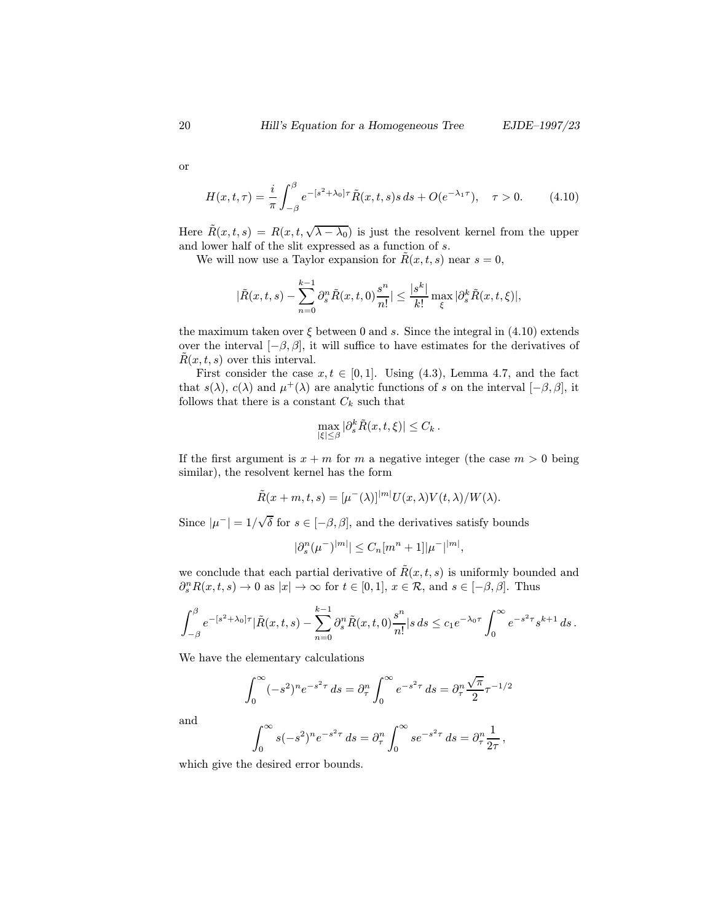or

$$H(x,t,\tau) = \frac{i}{\pi}\int_{-\beta}^{\beta} e^{-[s^2+\lambda_0]\tau}\tilde{R}(x,t,s)s\,ds + O(e^{-\lambda_1\tau}), \quad \tau > 0. \tag{4.10}$$

Here $\tilde{R}(x,t,s) = R(x,t,\sqrt{\lambda-\lambda_0})$ is just the resolvent kernel from the upper and lower half of the slit expressed as a function of $s$.

We will now use a Taylor expansion for $\tilde{R}(x,t,s)$ near $s=0$,

$$|\tilde{R}(x,t,s) - \sum_{n=0}^{k-1} \partial_s^n \tilde{R}(x,t,0)\frac{s^n}{n!}| \le \frac{|s^k|}{k!}\max_{\xi}|\partial_s^k \tilde{R}(x,t,\xi)|,$$

the maximum taken over $\xi$ between 0 and $s$. Since the integral in (4.10) extends over the interval $[-\beta,\beta]$, it will suffice to have estimates for the derivatives of $\tilde{R}(x,t,s)$ over this interval.

First consider the case $x,t \in [0,1]$. Using (4.3), Lemma 4.7, and the fact that $s(\lambda)$, $c(\lambda)$ and $\mu^+(\lambda)$ are analytic functions of $s$ on the interval $[-\beta,\beta]$, it follows that there is a constant $C_k$ such that

$$\max_{|\xi|\le\beta}|\partial_s^k \tilde{R}(x,t,\xi)| \le C_k\,.$$

If the first argument is $x+m$ for $m$ a negative integer (the case $m>0$ being similar), the resolvent kernel has the form

$$\tilde{R}(x+m,t,s) = [\mu^-(\lambda)]^{|m|}U(x,\lambda)V(t,\lambda)/W(\lambda).$$

Since $|\mu^-| = 1/\sqrt{\delta}$ for $s \in [-\beta,\beta]$, and the derivatives satisfy bounds

$$|\partial_s^n(\mu^-)^{|m|}| \le C_n[m^n+1]|\mu^-|^{|m|},$$

we conclude that each partial derivative of $\tilde{R}(x,t,s)$ is uniformly bounded and $\partial_s^n R(x,t,s) \to 0$ as $|x| \to \infty$ for $t \in [0,1]$, $x \in \mathcal{R}$, and $s \in [-\beta,\beta]$. Thus

$$\int_{-\beta}^{\beta} e^{-[s^2+\lambda_0]\tau}|\tilde{R}(x,t,s) - \sum_{n=0}^{k-1}\partial_s^n\tilde{R}(x,t,0)\frac{s^n}{n!}|s\,ds \le c_1 e^{-\lambda_0\tau}\int_0^\infty e^{-s^2\tau}s^{k+1}\,ds\,.$$

We have the elementary calculations

$$\int_0^\infty (-s^2)^n e^{-s^2\tau}\,ds = \partial_\tau^n \int_0^\infty e^{-s^2\tau}\,ds = \partial_\tau^n \frac{\sqrt{\pi}}{2}\tau^{-1/2}$$

and

$$\int_0^\infty s(-s^2)^n e^{-s^2\tau}\,ds = \partial_\tau^n \int_0^\infty s e^{-s^2\tau}\,ds = \partial_\tau^n \frac{1}{2\tau}\,,$$

which give the desired error bounds.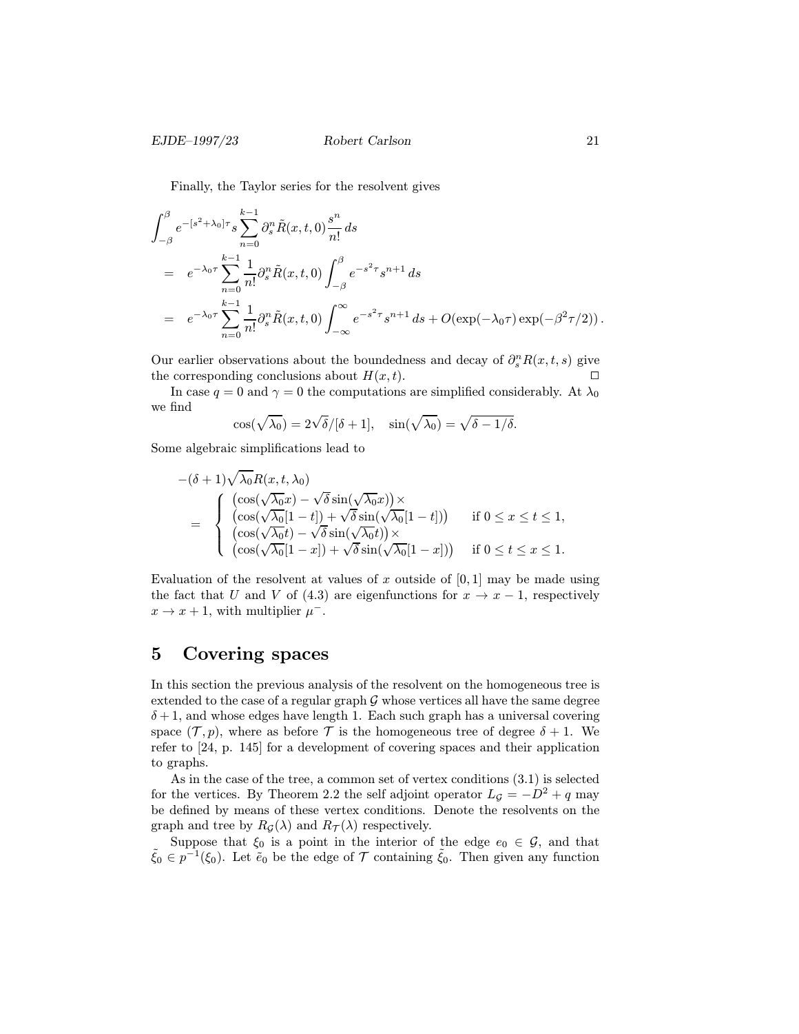Finally, the Taylor series for the resolvent gives

$$
\begin{aligned}
&\int_{-\beta}^{\beta} e^{-[s^2+\lambda_0]\tau} s \sum_{n=0}^{k-1} \partial_s^n \tilde{R}(x,t,0)\frac{s^n}{n!}\, ds \\
&= \; e^{-\lambda_0 \tau} \sum_{n=0}^{k-1} \frac{1}{n!}\partial_s^n \tilde{R}(x,t,0) \int_{-\beta}^{\beta} e^{-s^2\tau} s^{n+1}\, ds \\
&= \; e^{-\lambda_0 \tau} \sum_{n=0}^{k-1} \frac{1}{n!}\partial_s^n \tilde{R}(x,t,0) \int_{-\infty}^{\infty} e^{-s^2\tau} s^{n+1}\, ds + O(\exp(-\lambda_0\tau)\exp(-\beta^2\tau/2))\,.
\end{aligned}
$$

Our earlier observations about the boundedness and decay of $\partial_s^n R(x,t,s)$ give the corresponding conclusions about $H(x,t)$. $\square$

In case $q = 0$ and $\gamma = 0$ the computations are simplified considerably. At $\lambda_0$ we find

$$
\cos(\sqrt{\lambda_0}) = 2\sqrt{\delta}/[\delta+1], \quad \sin(\sqrt{\lambda_0}) = \sqrt{\delta - 1/\delta}.
$$

Some algebraic simplifications lead to

$$
\begin{aligned}
&-(\delta+1)\sqrt{\lambda_0} R(x,t,\lambda_0) \\
&= \left\{ \begin{array}{ll}
\big(\cos(\sqrt{\lambda_0}x) - \sqrt{\delta}\sin(\sqrt{\lambda_0}x)\big)\times & \\
\big(\cos(\sqrt{\lambda_0}[1-t]) + \sqrt{\delta}\sin(\sqrt{\lambda_0}[1-t])\big) & \text{if } 0 \le x \le t \le 1, \\
\big(\cos(\sqrt{\lambda_0}t) - \sqrt{\delta}\sin(\sqrt{\lambda_0}t)\big)\times & \\
\big(\cos(\sqrt{\lambda_0}[1-x]) + \sqrt{\delta}\sin(\sqrt{\lambda_0}[1-x])\big) & \text{if } 0 \le t \le x \le 1.
\end{array} \right.
\end{aligned}
$$

Evaluation of the resolvent at values of $x$ outside of $[0,1]$ may be made using the fact that $U$ and $V$ of (4.3) are eigenfunctions for $x \to x-1$, respectively $x \to x+1$, with multiplier $\mu^-$.

# 5 Covering spaces

In this section the previous analysis of the resolvent on the homogeneous tree is extended to the case of a regular graph $\mathcal{G}$ whose vertices all have the same degree $\delta + 1$, and whose edges have length 1. Each such graph has a universal covering space $(\mathcal{T}, p)$, where as before $\mathcal{T}$ is the homogeneous tree of degree $\delta+1$. We refer to [24, p. 145] for a development of covering spaces and their application to graphs.

As in the case of the tree, a common set of vertex conditions (3.1) is selected for the vertices. By Theorem 2.2 the self adjoint operator $L_{\mathcal{G}} = -D^2 + q$ may be defined by means of these vertex conditions. Denote the resolvents on the graph and tree by $R_{\mathcal{G}}(\lambda)$ and $R_{\mathcal{T}}(\lambda)$ respectively.

Suppose that $\xi_0$ is a point in the interior of the edge $e_0 \in \mathcal{G}$, and that $\tilde{\xi}_0 \in p^{-1}(\xi_0)$. Let $\tilde{e}_0$ be the edge of $\mathcal{T}$ containing $\tilde{\xi}_0$. Then given any function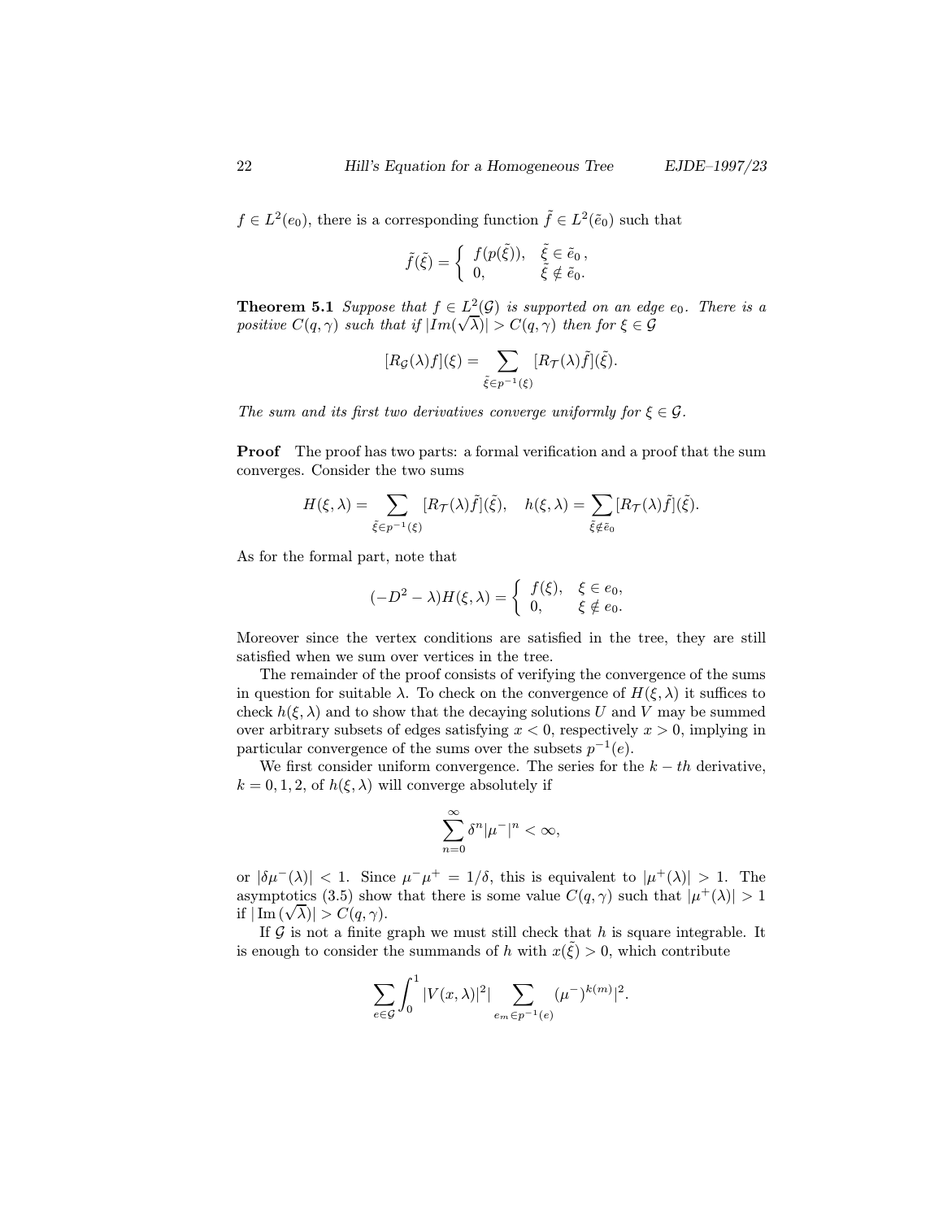$f \in L^2(e_0)$, there is a corresponding function $\tilde{f} \in L^2(\tilde{e}_0)$ such that

$$\tilde{f}(\tilde{\xi}) = \begin{cases} f(p(\tilde{\xi})), & \tilde{\xi} \in \tilde{e}_0\,, \\ 0, & \tilde{\xi} \notin \tilde{e}_0. \end{cases}$$

**Theorem 5.1** *Suppose that $f \in L^2(\mathcal{G})$ is supported on an edge $e_0$. There is a positive $C(q,\gamma)$ such that if $|Im(\sqrt{\lambda})| > C(q,\gamma)$ then for $\xi \in \mathcal{G}$*

$$[R_{\mathcal{G}}(\lambda) f](\xi) = \sum_{\tilde{\xi} \in p^{-1}(\xi)} [R_{\mathcal{T}}(\lambda)\tilde{f}](\tilde{\xi}).$$

*The sum and its first two derivatives converge uniformly for $\xi \in \mathcal{G}$.*

**Proof** The proof has two parts: a formal verification and a proof that the sum converges. Consider the two sums

$$H(\xi,\lambda) = \sum_{\tilde{\xi} \in p^{-1}(\xi)} [R_{\mathcal{T}}(\lambda)\tilde{f}](\tilde{\xi}), \quad h(\xi,\lambda) = \sum_{\tilde{\xi} \notin \tilde{e}_0} [R_{\mathcal{T}}(\lambda)\tilde{f}](\tilde{\xi}).$$

As for the formal part, note that

$$(-D^2 - \lambda) H(\xi,\lambda) = \begin{cases} f(\xi), & \xi \in e_0, \\ 0, & \xi \notin e_0. \end{cases}$$

Moreover since the vertex conditions are satisfied in the tree, they are still satisfied when we sum over vertices in the tree.

The remainder of the proof consists of verifying the convergence of the sums in question for suitable $\lambda$. To check on the convergence of $H(\xi,\lambda)$ it suffices to check $h(\xi,\lambda)$ and to show that the decaying solutions $U$ and $V$ may be summed over arbitrary subsets of edges satisfying $x < 0$, respectively $x > 0$, implying in particular convergence of the sums over the subsets $p^{-1}(e)$.

We first consider uniform convergence. The series for the $k-th$ derivative, $k = 0,1,2$, of $h(\xi,\lambda)$ will converge absolutely if

$$\sum_{n=0}^{\infty} \delta^n |\mu^-|^n < \infty,$$

or $|\delta\mu^-(\lambda)| < 1$. Since $\mu^-\mu^+ = 1/\delta$, this is equivalent to $|\mu^+(\lambda)| > 1$. The asymptotics (3.5) show that there is some value $C(q,\gamma)$ such that $|\mu^+(\lambda)| > 1$ if $|\operatorname{Im}(\sqrt{\lambda})| > C(q,\gamma)$.

If $\mathcal{G}$ is not a finite graph we must still check that $h$ is square integrable. It is enough to consider the summands of $h$ with $x(\tilde{\xi}) > 0$, which contribute

$$\sum_{e \in \mathcal{G}} \int_0^1 |V(x,\lambda)|^2 | \sum_{e_m \in p^{-1}(e)} (\mu^-)^{k(m)}|^2.$$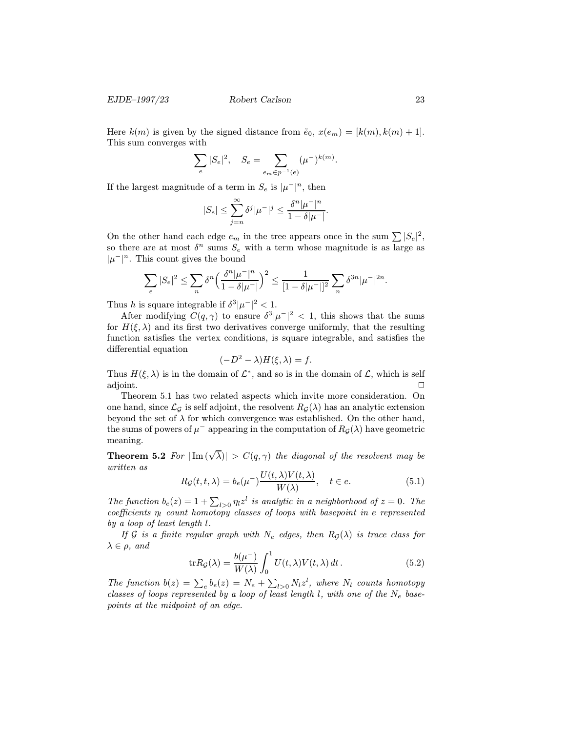Here $k(m)$ is given by the signed distance from $\tilde{e}_0$, $x(e_m) = [k(m), k(m)+1]$. This sum converges with

$$\sum_e |S_e|^2, \quad S_e = \sum_{e_m \in p^{-1}(e)} (\mu^-)^{k(m)}.$$

If the largest magnitude of a term in $S_e$ is $|\mu^-|^n$, then

$$|S_e| \le \sum_{j=n}^{\infty} \delta^j |\mu^-|^j \le \frac{\delta^n |\mu^-|^n}{1 - \delta|\mu^-|}.$$

On the other hand each edge $e_m$ in the tree appears once in the sum $\sum |S_e|^2$, so there are at most $\delta^n$ sums $S_e$ with a term whose magnitude is as large as $|\mu^-|^n$. This count gives the bound

$$\sum_e |S_e|^2 \le \sum_n \delta^n \Big( \frac{\delta^n |\mu^-|^n}{1 - \delta|\mu^-|} \Big)^2 \le \frac{1}{[1 - \delta|\mu^-|]^2} \sum_n \delta^{3n} |\mu^-|^{2n}.$$

Thus $h$ is square integrable if $\delta^3 |\mu^-|^2 < 1$.

After modifying $C(q,\gamma)$ to ensure $\delta^3 |\mu^-|^2 < 1$, this shows that the sums for $H(\xi, \lambda)$ and its first two derivatives converge uniformly, that the resulting function satisfies the vertex conditions, is square integrable, and satisfies the differential equation

$$(-D^2 - \lambda) H(\xi, \lambda) = f.$$

Thus $H(\xi, \lambda)$ is in the domain of $\mathcal{L}^*$, and so is in the domain of $\mathcal{L}$, which is self adjoint. $\square$

Theorem 5.1 has two related aspects which invite more consideration. On one hand, since $\mathcal{L}_{\mathcal{G}}$ is self adjoint, the resolvent $R_{\mathcal{G}}(\lambda)$ has an analytic extension beyond the set of $\lambda$ for which convergence was established. On the other hand, the sums of powers of $\mu^-$ appearing in the computation of $R_{\mathcal{G}}(\lambda)$ have geometric meaning.

**Theorem 5.2** *For $|\operatorname{Im}(\sqrt{\lambda})| > C(q,\gamma)$ the diagonal of the resolvent may be written as*

$$R_{\mathcal{G}}(t,t,\lambda) = b_e(\mu^-) \frac{U(t,\lambda) V(t,\lambda)}{W(\lambda)}, \quad t \in e. \tag{5.1}$$

*The function $b_e(z) = 1 + \sum_{l>0} \eta_l z^l$ is analytic in a neighborhood of $z = 0$. The coefficients $\eta_l$ count homotopy classes of loops with basepoint in $e$ represented by a loop of least length $l$.*

*If $\mathcal{G}$ is a finite regular graph with $N_e$ edges, then $R_{\mathcal{G}}(\lambda)$ is trace class for $\lambda \in \rho$, and*

$$\operatorname{tr} R_{\mathcal{G}}(\lambda) = \frac{b(\mu^-)}{W(\lambda)} \int_0^1 U(t,\lambda) V(t,\lambda)\, dt\,. \tag{5.2}$$

*The function $b(z) = \sum_e b_e(z) = N_e + \sum_{l>0} N_l z^l$, where $N_l$ counts homotopy classes of loops represented by a loop of least length $l$, with one of the $N_e$ basepoints at the midpoint of an edge.*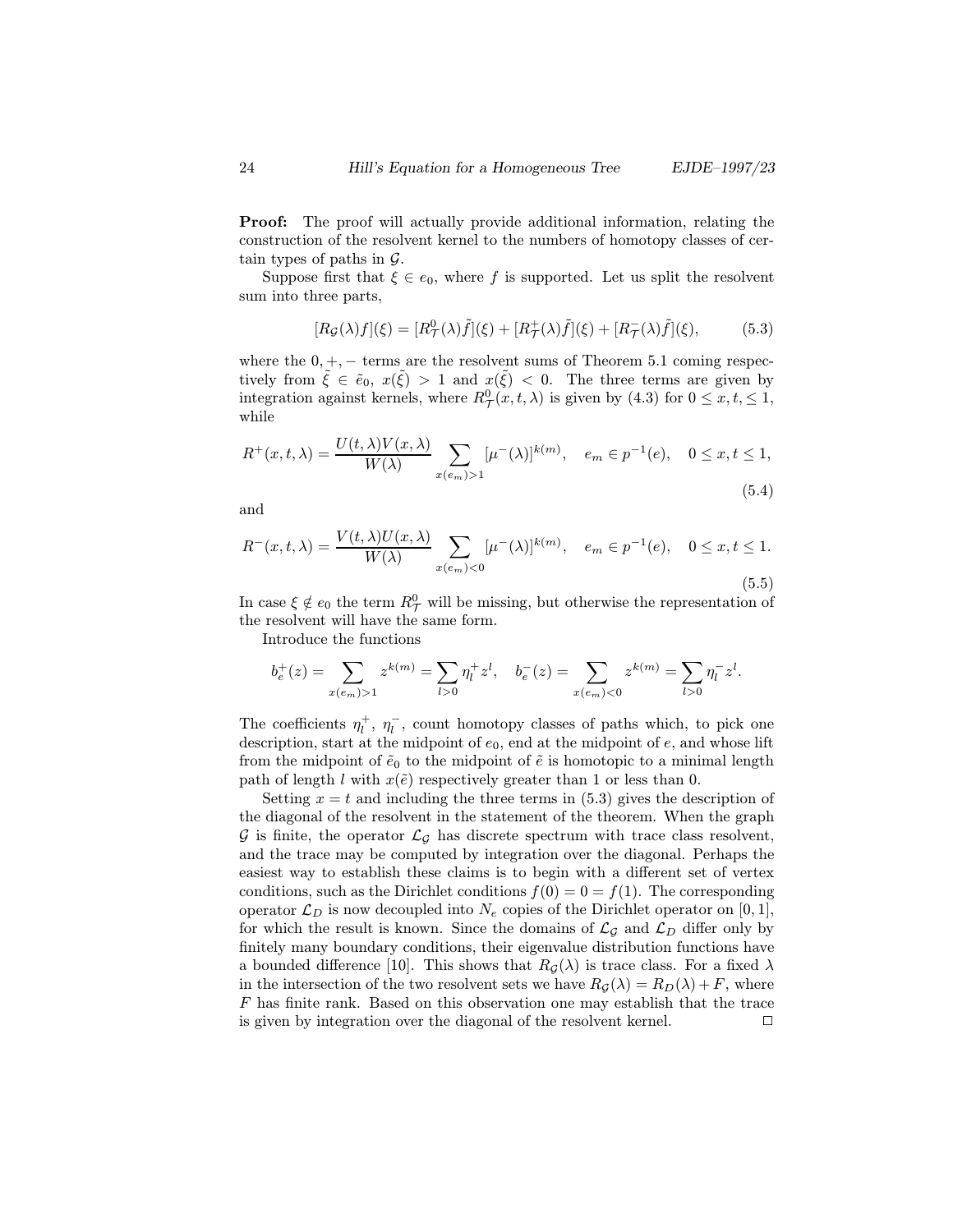**Proof:** The proof will actually provide additional information, relating the construction of the resolvent kernel to the numbers of homotopy classes of certain types of paths in $\mathcal{G}$.

Suppose first that $\xi \in e_0$, where $f$ is supported. Let us split the resolvent sum into three parts,

$$[R_{\mathcal{G}}(\lambda)f](\xi) = [R^0_{\mathcal{T}}(\lambda)\tilde{f}](\xi) + [R^+_{\mathcal{T}}(\lambda)\tilde{f}](\xi) + [R^-_{\mathcal{T}}(\lambda)\tilde{f}](\xi), \tag{5.3}$$

where the $0, +, -$ terms are the resolvent sums of Theorem 5.1 coming respectively from $\tilde{\xi} \in \tilde{e}_0$, $x(\tilde{\xi}) > 1$ and $x(\tilde{\xi}) < 0$. The three terms are given by integration against kernels, where $R^0_{\mathcal{T}}(x, t, \lambda)$ is given by (4.3) for $0 \le x, t \le 1$, while

$$R^+(x, t, \lambda) = \frac{U(t, \lambda)V(x, \lambda)}{W(\lambda)} \sum_{x(e_m) > 1} [\mu^-(\lambda)]^{k(m)}, \quad e_m \in p^{-1}(e), \quad 0 \le x, t \le 1, \tag{5.4}$$

and

$$R^-(x, t, \lambda) = \frac{V(t, \lambda)U(x, \lambda)}{W(\lambda)} \sum_{x(e_m) < 0} [\mu^-(\lambda)]^{k(m)}, \quad e_m \in p^{-1}(e), \quad 0 \le x, t \le 1. \tag{5.5}$$

In case $\xi \notin e_0$ the term $R^0_{\mathcal{T}}$ will be missing, but otherwise the representation of the resolvent will have the same form.

Introduce the functions

$$b^+_e(z) = \sum_{x(e_m) > 1} z^{k(m)} = \sum_{l > 0} \eta^+_l z^l, \quad b^-_e(z) = \sum_{x(e_m) < 0} z^{k(m)} = \sum_{l > 0} \eta^-_l z^l.$$

The coefficients $\eta^+_l$, $\eta^-_l$, count homotopy classes of paths which, to pick one description, start at the midpoint of $e_0$, end at the midpoint of $e$, and whose lift from the midpoint of $\tilde{e}_0$ to the midpoint of $\tilde{e}$ is homotopic to a minimal length path of length $l$ with $x(\tilde{e})$ respectively greater than 1 or less than 0.

Setting $x = t$ and including the three terms in (5.3) gives the description of the diagonal of the resolvent in the statement of the theorem. When the graph $\mathcal{G}$ is finite, the operator $\mathcal{L}_{\mathcal{G}}$ has discrete spectrum with trace class resolvent, and the trace may be computed by integration over the diagonal. Perhaps the easiest way to establish these claims is to begin with a different set of vertex conditions, such as the Dirichlet conditions $f(0) = 0 = f(1)$. The corresponding operator $\mathcal{L}_D$ is now decoupled into $N_e$ copies of the Dirichlet operator on $[0, 1]$, for which the result is known. Since the domains of $\mathcal{L}_{\mathcal{G}}$ and $\mathcal{L}_D$ differ only by finitely many boundary conditions, their eigenvalue distribution functions have a bounded difference [10]. This shows that $R_{\mathcal{G}}(\lambda)$ is trace class. For a fixed $\lambda$ in the intersection of the two resolvent sets we have $R_{\mathcal{G}}(\lambda) = R_D(\lambda) + F$, where $F$ has finite rank. Based on this observation one may establish that the trace is given by integration over the diagonal of the resolvent kernel. $\square$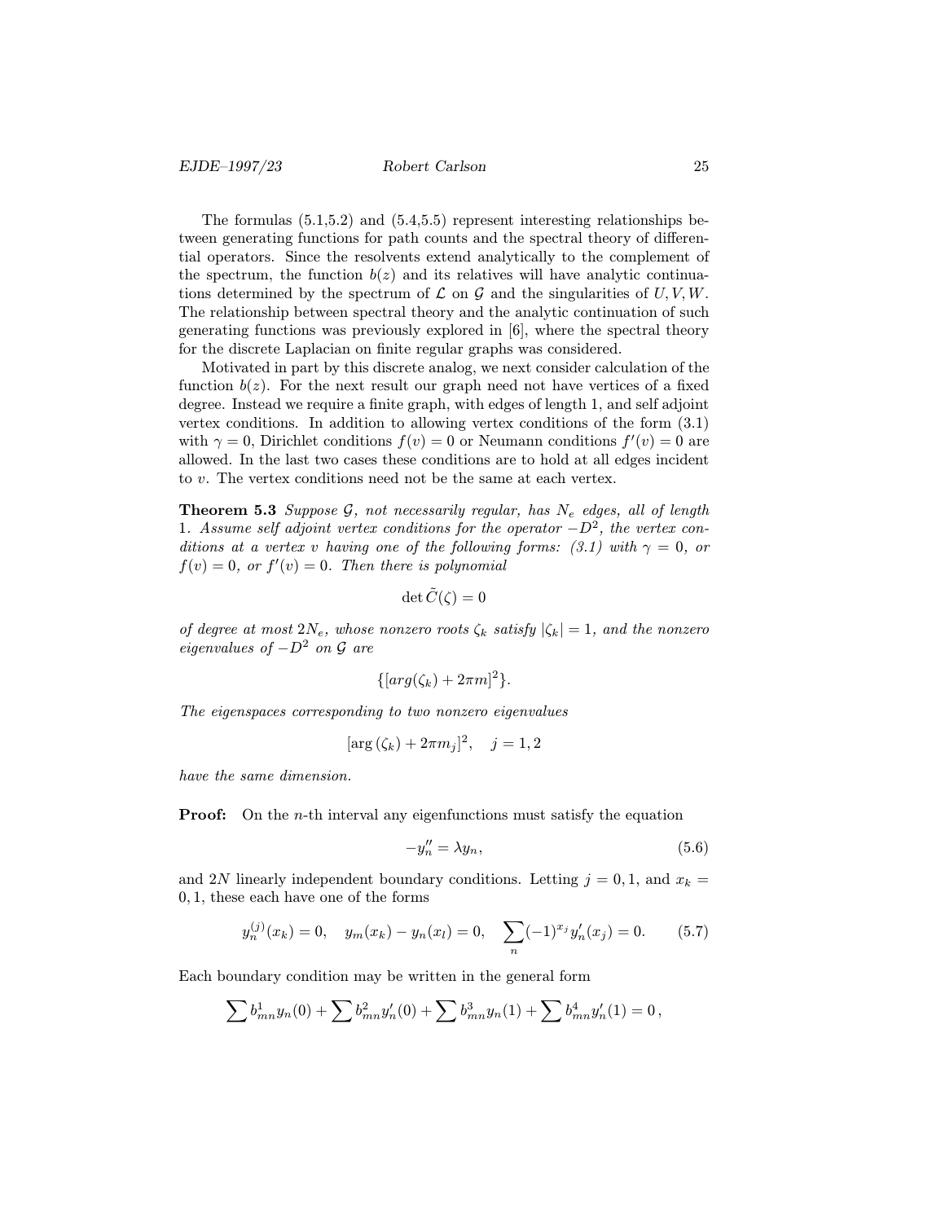The formulas (5.1,5.2) and (5.4,5.5) represent interesting relationships between generating functions for path counts and the spectral theory of differential operators. Since the resolvents extend analytically to the complement of the spectrum, the function $b(z)$ and its relatives will have analytic continuations determined by the spectrum of $\mathcal{L}$ on $\mathcal{G}$ and the singularities of $U, V, W$. The relationship between spectral theory and the analytic continuation of such generating functions was previously explored in [6], where the spectral theory for the discrete Laplacian on finite regular graphs was considered.

Motivated in part by this discrete analog, we next consider calculation of the function $b(z)$. For the next result our graph need not have vertices of a fixed degree. Instead we require a finite graph, with edges of length 1, and self adjoint vertex conditions. In addition to allowing vertex conditions of the form (3.1) with $\gamma = 0$, Dirichlet conditions $f(v) = 0$ or Neumann conditions $f'(v) = 0$ are allowed. In the last two cases these conditions are to hold at all edges incident to $v$. The vertex conditions need not be the same at each vertex.

**Theorem 5.3** *Suppose $\mathcal{G}$, not necessarily regular, has $N_e$ edges, all of length 1. Assume self adjoint vertex conditions for the operator $-D^2$, the vertex conditions at a vertex $v$ having one of the following forms: (3.1) with $\gamma = 0$, or $f(v) = 0$, or $f'(v) = 0$. Then there is polynomial*

$$\det \tilde{C}(\zeta) = 0$$

*of degree at most $2N_e$, whose nonzero roots $\zeta_k$ satisfy $|\zeta_k| = 1$, and the nonzero eigenvalues of $-D^2$ on $\mathcal{G}$ are*

$$\{[arg(\zeta_k) + 2\pi m]^2\}.$$

*The eigenspaces corresponding to two nonzero eigenvalues*

$$[\arg(\zeta_k) + 2\pi m_j]^2, \quad j = 1, 2$$

*have the same dimension.*

**Proof:** On the $n$-th interval any eigenfunctions must satisfy the equation

$$-y_n'' = \lambda y_n, \tag{5.6}$$

and $2N$ linearly independent boundary conditions. Letting $j = 0, 1$, and $x_k = 0, 1$, these each have one of the forms

$$y_n^{(j)}(x_k) = 0, \quad y_m(x_k) - y_n(x_l) = 0, \quad \sum_n (-1)^{x_j} y_n'(x_j) = 0. \tag{5.7}$$

Each boundary condition may be written in the general form

$$\sum b_{mn}^1 y_n(0) + \sum b_{mn}^2 y_n'(0) + \sum b_{mn}^3 y_n(1) + \sum b_{mn}^4 y_n'(1) = 0\,,$$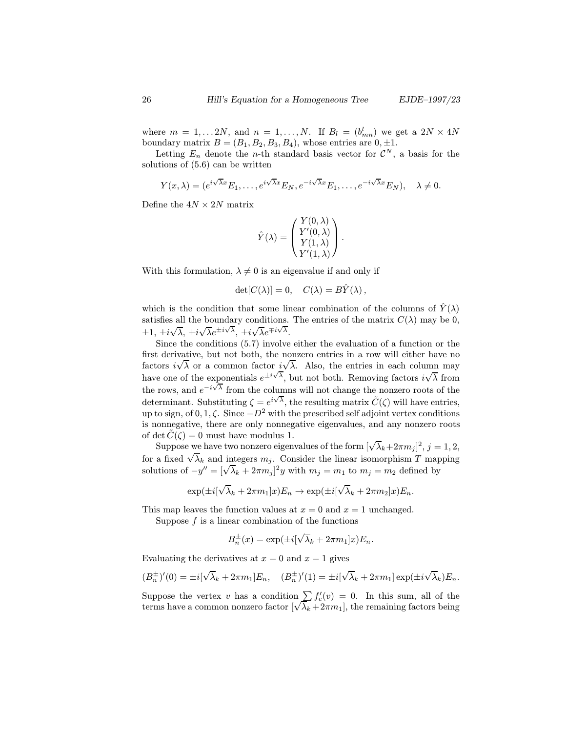where $m = 1, \ldots 2N$, and $n = 1, \ldots, N$. If $B_l = (b^l_{mn})$ we get a $2N \times 4N$ boundary matrix $B = (B_1, B_2, B_3, B_4)$, whose entries are $0, \pm 1$.

Letting $E_n$ denote the $n$-th standard basis vector for $\mathcal{C}^N$, a basis for the solutions of (5.6) can be written

$$Y(x, \lambda) = (e^{i\sqrt{\lambda}x}E_1, \ldots, e^{i\sqrt{\lambda}x}E_N, e^{-i\sqrt{\lambda}x}E_1, \ldots, e^{-i\sqrt{\lambda}x}E_N), \quad \lambda \neq 0.$$

Define the $4N \times 2N$ matrix

$$\hat{Y}(\lambda) = \begin{pmatrix} Y(0,\lambda) \\ Y'(0,\lambda) \\ Y(1,\lambda) \\ Y'(1,\lambda) \end{pmatrix}.$$

With this formulation, $\lambda \neq 0$ is an eigenvalue if and only if

$$\det[C(\lambda)] = 0, \quad C(\lambda) = B\hat{Y}(\lambda),$$

which is the condition that some linear combination of the columns of $\hat{Y}(\lambda)$ satisfies all the boundary conditions. The entries of the matrix $C(\lambda)$ may be 0, $\pm 1$, $\pm i\sqrt{\lambda}$, $\pm i\sqrt{\lambda}e^{\pm i\sqrt{\lambda}}$, $\pm i\sqrt{\lambda}e^{\mp i\sqrt{\lambda}}$.

Since the conditions (5.7) involve either the evaluation of a function or the first derivative, but not both, the nonzero entries in a row will either have no factors $i\sqrt{\lambda}$ or a common factor $i\sqrt{\lambda}$. Also, the entries in each column may have one of the exponentials $e^{\pm i\sqrt{\lambda}}$, but not both. Removing factors $i\sqrt{\lambda}$ from the rows, and $e^{-i\sqrt{\lambda}}$ from the columns will not change the nonzero roots of the determinant. Substituting $\zeta = e^{i\sqrt{\lambda}}$, the resulting matrix $\tilde{C}(\zeta)$ will have entries, up to sign, of $0, 1, \zeta$. Since $-D^2$ with the prescribed self adjoint vertex conditions is nonnegative, there are only nonnegative eigenvalues, and any nonzero roots of $\det \tilde{C}(\zeta) = 0$ must have modulus 1.

Suppose we have two nonzero eigenvalues of the form $[\sqrt{\lambda_k} + 2\pi m_j]^2$, $j = 1, 2$, for a fixed $\sqrt{\lambda_k}$ and integers $m_j$. Consider the linear isomorphism $T$ mapping solutions of $-y'' = [\sqrt{\lambda_k} + 2\pi m_j]^2 y$ with $m_j = m_1$ to $m_j = m_2$ defined by

$$\exp(\pm i[\sqrt{\lambda_k} + 2\pi m_1]x)E_n \to \exp(\pm i[\sqrt{\lambda_k} + 2\pi m_2]x)E_n.$$

This map leaves the function values at $x = 0$ and $x = 1$ unchanged.

Suppose $f$ is a linear combination of the functions

$$B_n^{\pm}(x) = \exp(\pm i[\sqrt{\lambda_k} + 2\pi m_1]x)E_n.$$

Evaluating the derivatives at $x = 0$ and $x = 1$ gives

$$(B_n^{\pm})'(0) = \pm i[\sqrt{\lambda_k} + 2\pi m_1]E_n, \quad (B_n^{\pm})'(1) = \pm i[\sqrt{\lambda_k} + 2\pi m_1]\exp(\pm i\sqrt{\lambda_k})E_n.$$

Suppose the vertex $v$ has a condition $\sum f'_e(v) = 0$. In this sum, all of the terms have a common nonzero factor $[\sqrt{\lambda_k} + 2\pi m_1]$, the remaining factors being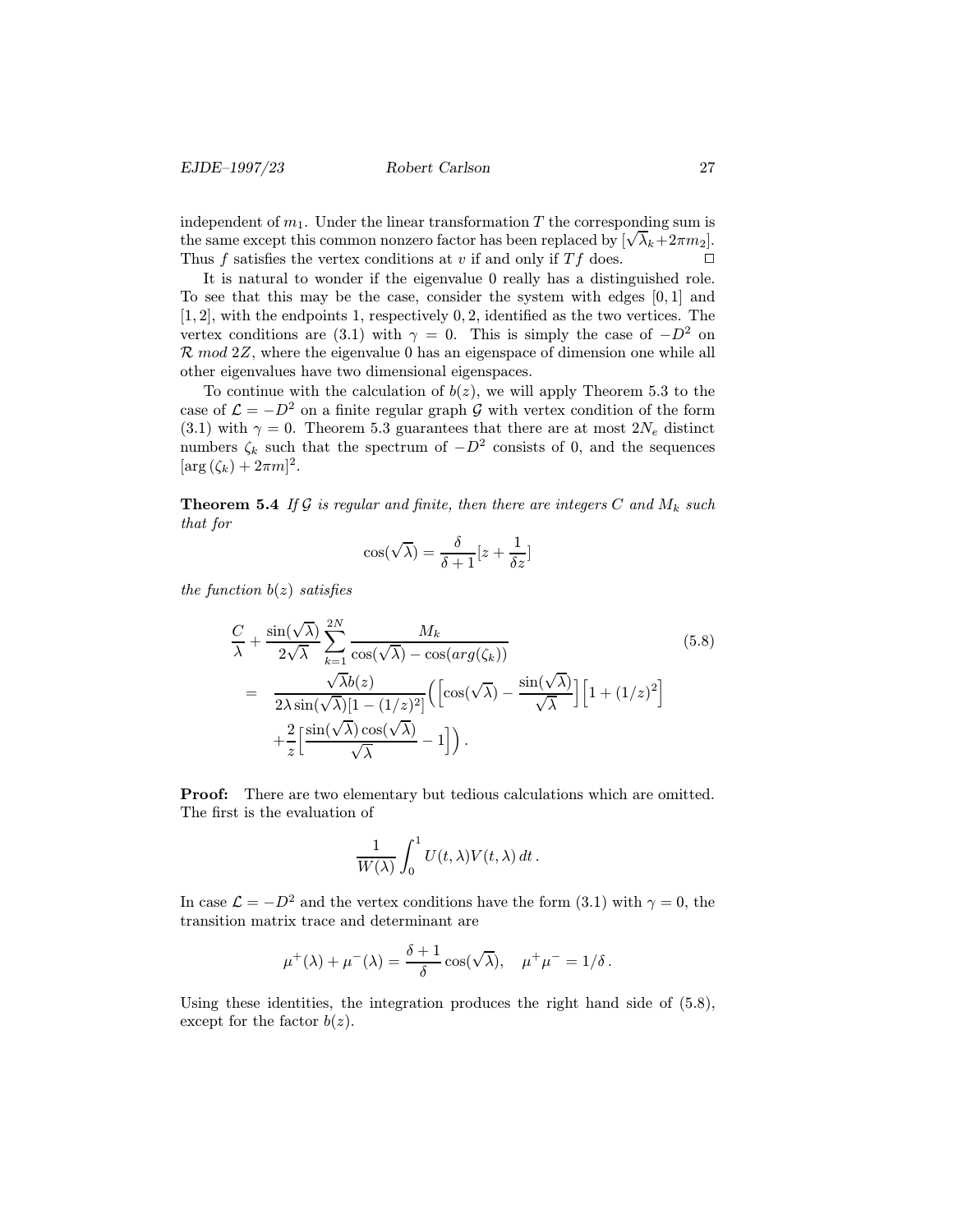independent of $m_1$. Under the linear transformation $T$ the corresponding sum is the same except this common nonzero factor has been replaced by $[\sqrt{\lambda}_k + 2\pi m_2]$. Thus $f$ satisfies the vertex conditions at $v$ if and only if $Tf$ does. $\square$

It is natural to wonder if the eigenvalue 0 really has a distinguished role. To see that this may be the case, consider the system with edges $[0,1]$ and $[1,2]$, with the endpoints 1, respectively 0, 2, identified as the two vertices. The vertex conditions are (3.1) with $\gamma = 0$. This is simply the case of $-D^2$ on $\mathcal{R}$ *mod* $2Z$, where the eigenvalue 0 has an eigenspace of dimension one while all other eigenvalues have two dimensional eigenspaces.

To continue with the calculation of $b(z)$, we will apply Theorem 5.3 to the case of $\mathcal{L} = -D^2$ on a finite regular graph $\mathcal{G}$ with vertex condition of the form (3.1) with $\gamma = 0$. Theorem 5.3 guarantees that there are at most $2N_e$ distinct numbers $\zeta_k$ such that the spectrum of $-D^2$ consists of 0, and the sequences $[\arg(\zeta_k) + 2\pi m]^2$.

**Theorem 5.4** *If $\mathcal{G}$ is regular and finite, then there are integers $C$ and $M_k$ such that for*

$$\cos(\sqrt{\lambda}) = \frac{\delta}{\delta+1}[z + \frac{1}{\delta z}]$$

*the function $b(z)$ satisfies*

$$\begin{aligned} &\frac{C}{\lambda} + \frac{\sin(\sqrt{\lambda})}{2\sqrt{\lambda}} \sum_{k=1}^{2N} \frac{M_k}{\cos(\sqrt{\lambda}) - \cos(arg(\zeta_k))} \\ = \quad & \frac{\sqrt{\lambda} b(z)}{2\lambda \sin(\sqrt{\lambda})[1-(1/z)^2]} \Big( \Big[ \cos(\sqrt{\lambda}) - \frac{\sin(\sqrt{\lambda})}{\sqrt{\lambda}} \Big] \Big[ 1 + (1/z)^2 \Big] \\ & + \frac{2}{z} \Big[ \frac{\sin(\sqrt{\lambda})\cos(\sqrt{\lambda})}{\sqrt{\lambda}} - 1 \Big] \Big) . \end{aligned} \tag{5.8}$$

**Proof:** There are two elementary but tedious calculations which are omitted. The first is the evaluation of

$$\frac{1}{W(\lambda)} \int_0^1 U(t,\lambda) V(t,\lambda)\, dt \,.$$

In case $\mathcal{L} = -D^2$ and the vertex conditions have the form (3.1) with $\gamma = 0$, the transition matrix trace and determinant are

$$\mu^+(\lambda) + \mu^-(\lambda) = \frac{\delta+1}{\delta}\cos(\sqrt{\lambda}), \quad \mu^+\mu^- = 1/\delta \,.$$

Using these identities, the integration produces the right hand side of (5.8), except for the factor $b(z)$.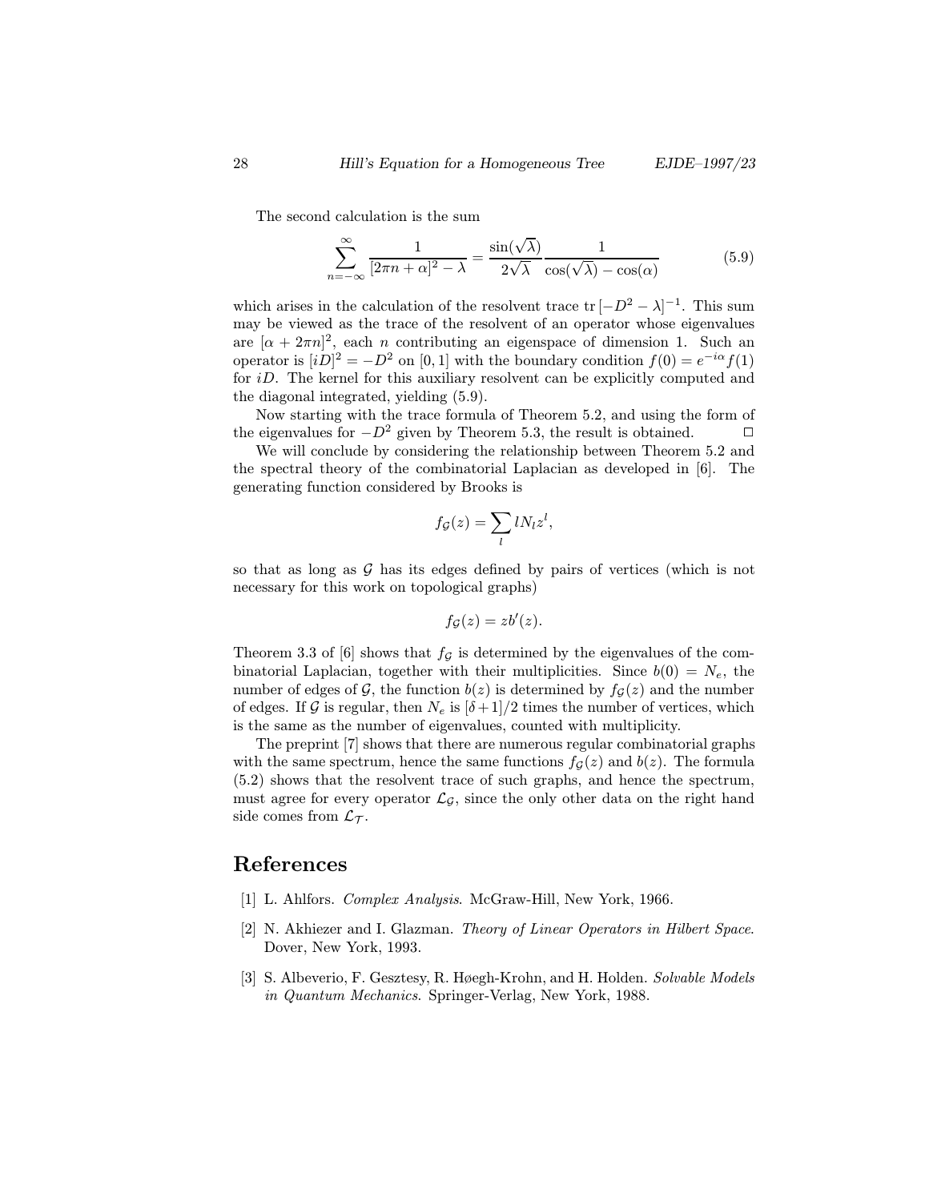The second calculation is the sum

$$\sum_{n=-\infty}^{\infty} \frac{1}{[2\pi n+\alpha]^2-\lambda} = \frac{\sin(\sqrt{\lambda})}{2\sqrt{\lambda}} \frac{1}{\cos(\sqrt{\lambda})-\cos(\alpha)} \tag{5.9}$$

which arises in the calculation of the resolvent trace $\operatorname{tr}[-D^2-\lambda]^{-1}$. This sum may be viewed as the trace of the resolvent of an operator whose eigenvalues are $[\alpha+2\pi n]^2$, each $n$ contributing an eigenspace of dimension 1. Such an operator is $[iD]^2 = -D^2$ on $[0,1]$ with the boundary condition $f(0) = e^{-i\alpha}f(1)$ for $iD$. The kernel for this auxiliary resolvent can be explicitly computed and the diagonal integrated, yielding (5.9).

Now starting with the trace formula of Theorem 5.2, and using the form of the eigenvalues for $-D^2$ given by Theorem 5.3, the result is obtained. $\square$

We will conclude by considering the relationship between Theorem 5.2 and the spectral theory of the combinatorial Laplacian as developed in [6]. The generating function considered by Brooks is

$$f_{\mathcal{G}}(z) = \sum_l lN_l z^l,$$

so that as long as $\mathcal{G}$ has its edges defined by pairs of vertices (which is not necessary for this work on topological graphs)

$$f_{\mathcal{G}}(z) = zb'(z).$$

Theorem 3.3 of [6] shows that $f_{\mathcal{G}}$ is determined by the eigenvalues of the combinatorial Laplacian, together with their multiplicities. Since $b(0) = N_e$, the number of edges of $\mathcal{G}$, the function $b(z)$ is determined by $f_{\mathcal{G}}(z)$ and the number of edges. If $\mathcal{G}$ is regular, then $N_e$ is $[\delta+1]/2$ times the number of vertices, which is the same as the number of eigenvalues, counted with multiplicity.

The preprint [7] shows that there are numerous regular combinatorial graphs with the same spectrum, hence the same functions $f_{\mathcal{G}}(z)$ and $b(z)$. The formula (5.2) shows that the resolvent trace of such graphs, and hence the spectrum, must agree for every operator $\mathcal{L}_{\mathcal{G}}$, since the only other data on the right hand side comes from $\mathcal{L}_{\mathcal{T}}$.

## References

[1] L. Ahlfors. *Complex Analysis*. McGraw-Hill, New York, 1966.

[2] N. Akhiezer and I. Glazman. *Theory of Linear Operators in Hilbert Space*. Dover, New York, 1993.

[3] S. Albeverio, F. Gesztesy, R. Høegh-Krohn, and H. Holden. *Solvable Models in Quantum Mechanics*. Springer-Verlag, New York, 1988.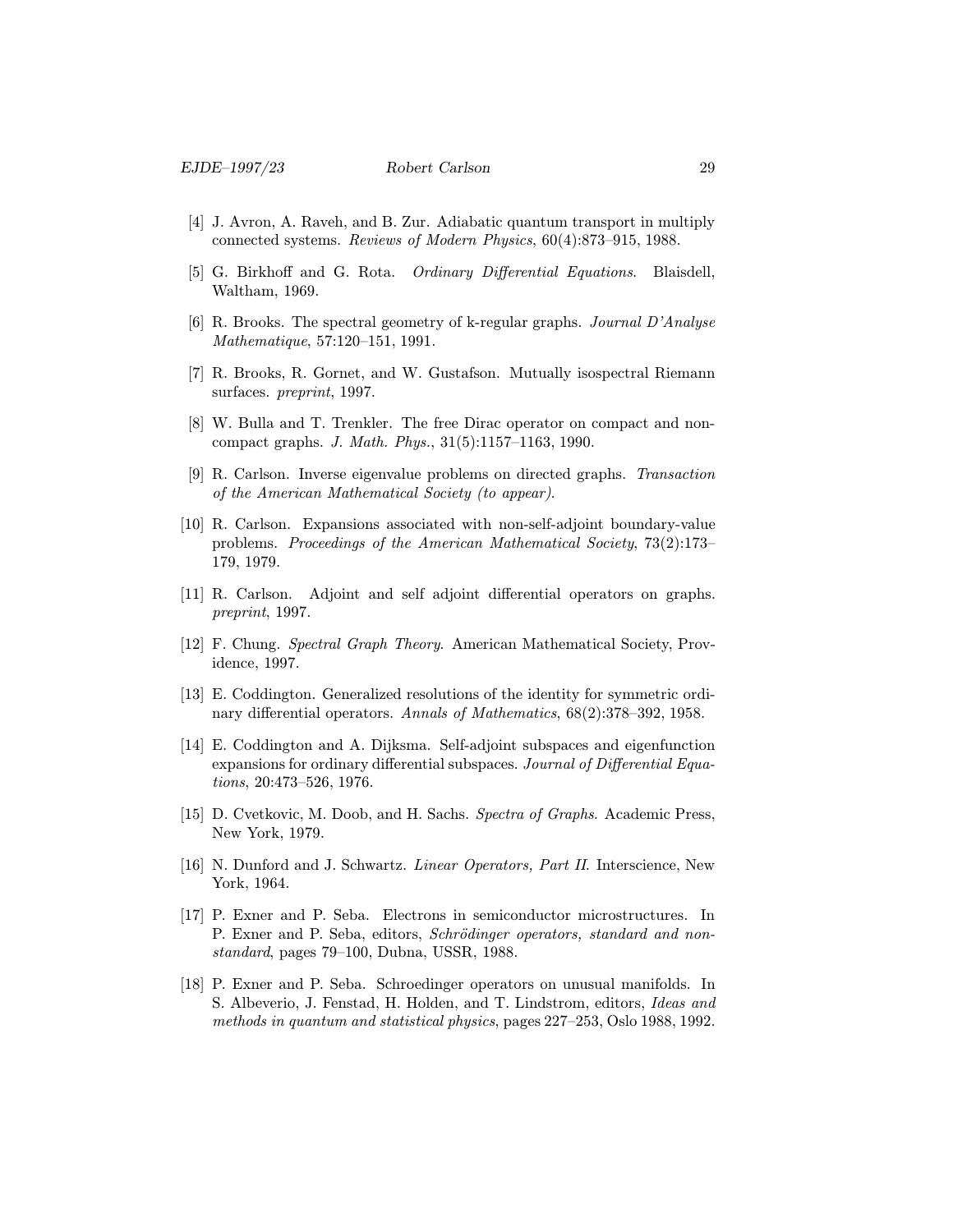[4] J. Avron, A. Raveh, and B. Zur. Adiabatic quantum transport in multiply connected systems. *Reviews of Modern Physics*, 60(4):873–915, 1988.

[5] G. Birkhoff and G. Rota. *Ordinary Differential Equations*. Blaisdell, Waltham, 1969.

[6] R. Brooks. The spectral geometry of k-regular graphs. *Journal D'Analyse Mathematique*, 57:120–151, 1991.

[7] R. Brooks, R. Gornet, and W. Gustafson. Mutually isospectral Riemann surfaces. *preprint*, 1997.

[8] W. Bulla and T. Trenkler. The free Dirac operator on compact and noncompact graphs. *J. Math. Phys.*, 31(5):1157–1163, 1990.

[9] R. Carlson. Inverse eigenvalue problems on directed graphs. *Transaction of the American Mathematical Society (to appear)*.

[10] R. Carlson. Expansions associated with non-self-adjoint boundary-value problems. *Proceedings of the American Mathematical Society*, 73(2):173–179, 1979.

[11] R. Carlson. Adjoint and self adjoint differential operators on graphs. *preprint*, 1997.

[12] F. Chung. *Spectral Graph Theory*. American Mathematical Society, Providence, 1997.

[13] E. Coddington. Generalized resolutions of the identity for symmetric ordinary differential operators. *Annals of Mathematics*, 68(2):378–392, 1958.

[14] E. Coddington and A. Dijksma. Self-adjoint subspaces and eigenfunction expansions for ordinary differential subspaces. *Journal of Differential Equations*, 20:473–526, 1976.

[15] D. Cvetkovic, M. Doob, and H. Sachs. *Spectra of Graphs*. Academic Press, New York, 1979.

[16] N. Dunford and J. Schwartz. *Linear Operators, Part II*. Interscience, New York, 1964.

[17] P. Exner and P. Seba. Electrons in semiconductor microstructures. In P. Exner and P. Seba, editors, *Schrödinger operators, standard and nonstandard*, pages 79–100, Dubna, USSR, 1988.

[18] P. Exner and P. Seba. Schroedinger operators on unusual manifolds. In S. Albeverio, J. Fenstad, H. Holden, and T. Lindstrom, editors, *Ideas and methods in quantum and statistical physics*, pages 227–253, Oslo 1988, 1992.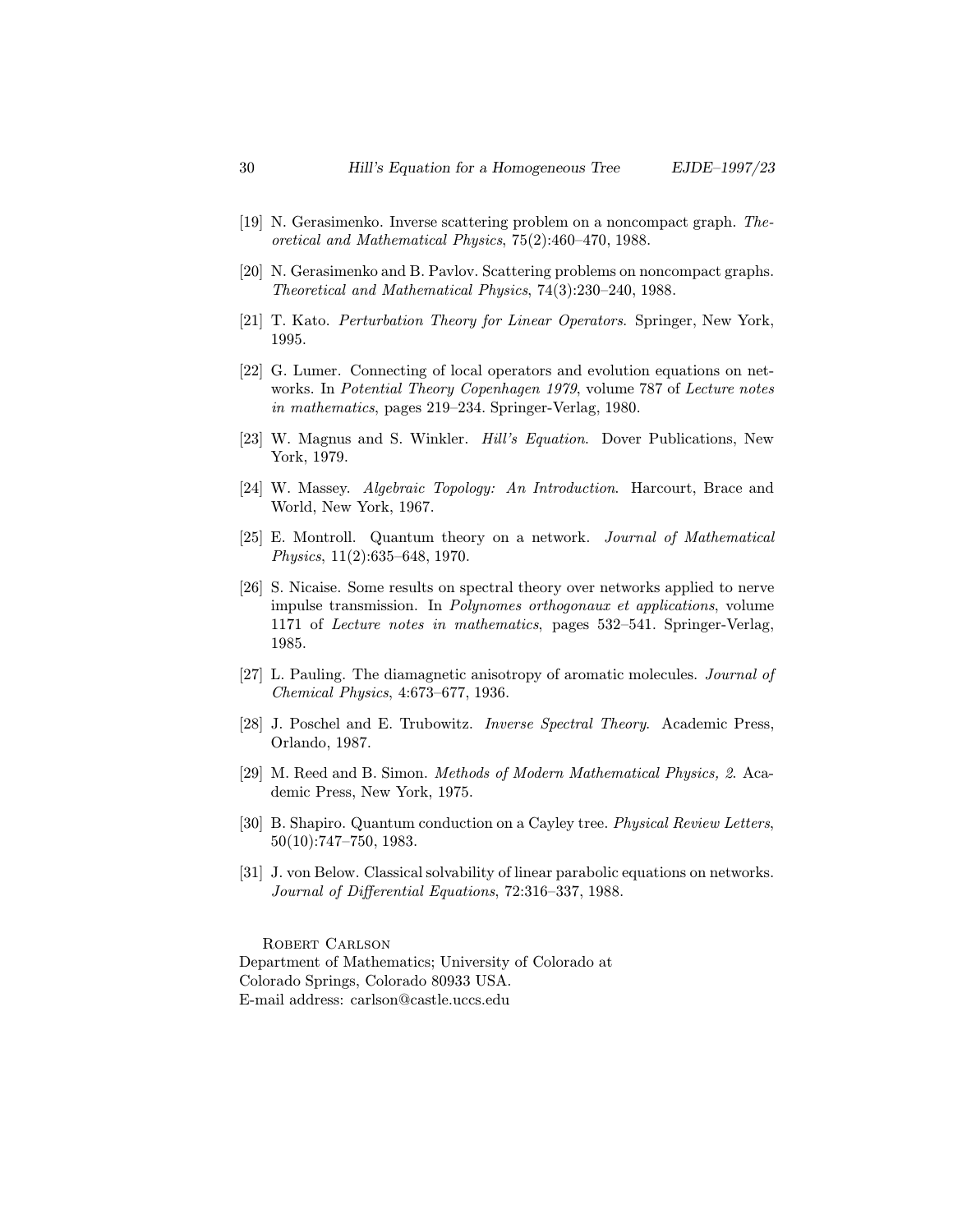[19] N. Gerasimenko. Inverse scattering problem on a noncompact graph. *Theoretical and Mathematical Physics*, 75(2):460–470, 1988.

[20] N. Gerasimenko and B. Pavlov. Scattering problems on noncompact graphs. *Theoretical and Mathematical Physics*, 74(3):230–240, 1988.

[21] T. Kato. *Perturbation Theory for Linear Operators*. Springer, New York, 1995.

[22] G. Lumer. Connecting of local operators and evolution equations on networks. In *Potential Theory Copenhagen 1979*, volume 787 of *Lecture notes in mathematics*, pages 219–234. Springer-Verlag, 1980.

[23] W. Magnus and S. Winkler. *Hill's Equation*. Dover Publications, New York, 1979.

[24] W. Massey. *Algebraic Topology: An Introduction*. Harcourt, Brace and World, New York, 1967.

[25] E. Montroll. Quantum theory on a network. *Journal of Mathematical Physics*, 11(2):635–648, 1970.

[26] S. Nicaise. Some results on spectral theory over networks applied to nerve impulse transmission. In *Polynomes orthogonaux et applications*, volume 1171 of *Lecture notes in mathematics*, pages 532–541. Springer-Verlag, 1985.

[27] L. Pauling. The diamagnetic anisotropy of aromatic molecules. *Journal of Chemical Physics*, 4:673–677, 1936.

[28] J. Poschel and E. Trubowitz. *Inverse Spectral Theory*. Academic Press, Orlando, 1987.

[29] M. Reed and B. Simon. *Methods of Modern Mathematical Physics, 2*. Academic Press, New York, 1975.

[30] B. Shapiro. Quantum conduction on a Cayley tree. *Physical Review Letters*, 50(10):747–750, 1983.

[31] J. von Below. Classical solvability of linear parabolic equations on networks. *Journal of Differential Equations*, 72:316–337, 1988.

Robert Carlson
Department of Mathematics; University of Colorado at
Colorado Springs, Colorado 80933 USA.
E-mail address: carlson@castle.uccs.edu